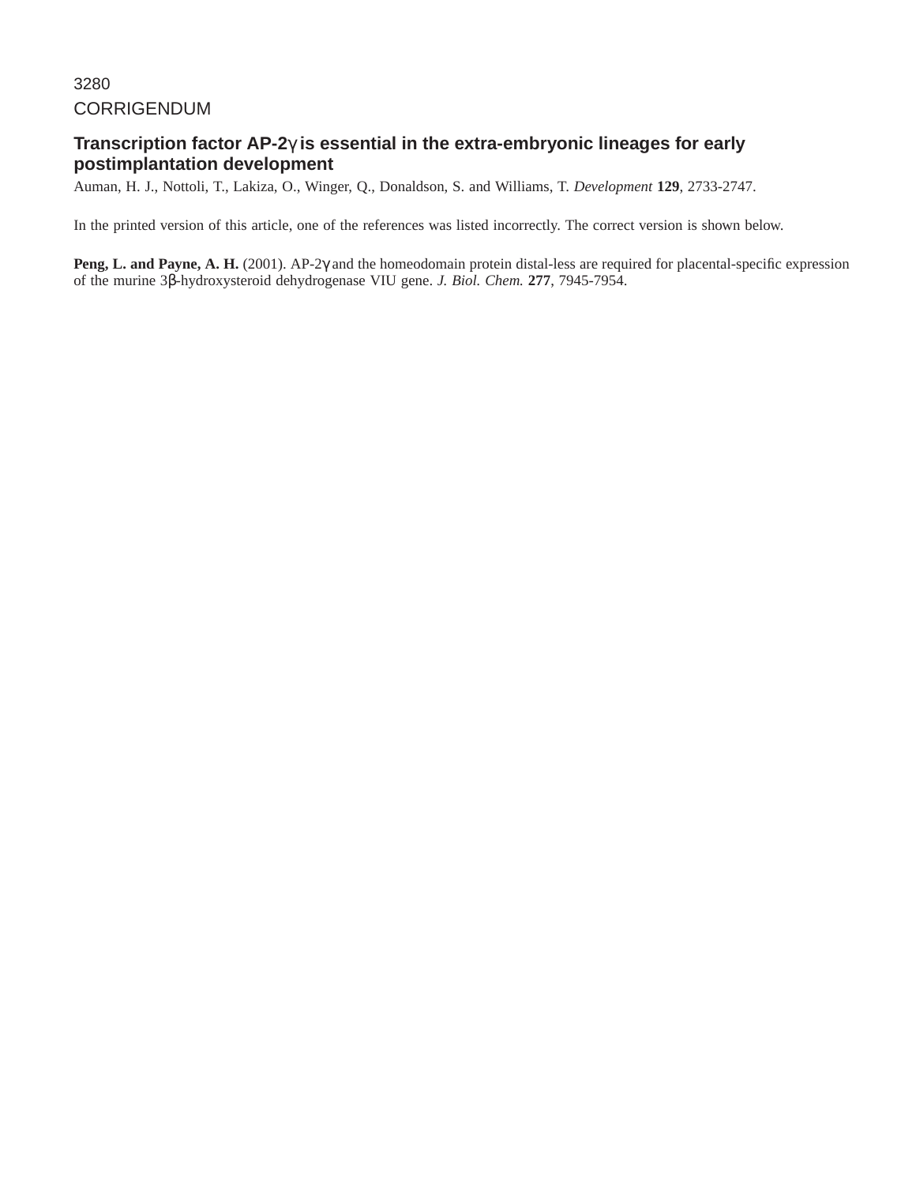# CORRIGENDUM

## Transcription factor AP-2γ is essential in the extra-embryonic lineages for early postimplantation development

Auman, H. J., Nottoli, T., Lakiza, O., Winger, Q., Donaldson, S. and Williams, T. *Development* **129**, 2733-2747.

In the printed version of this article, one of the references was listed incorrectly. The correct version is shown below.

**Peng, L. and Payne, A. H.** (2001). AP-2γ and the homeodomain protein distal-less are required for placental-specific expression of the murine 3β-hydroxysteroid dehydrogenase VIU gene. *J. Biol. Chem.* **277**, 7945-7954.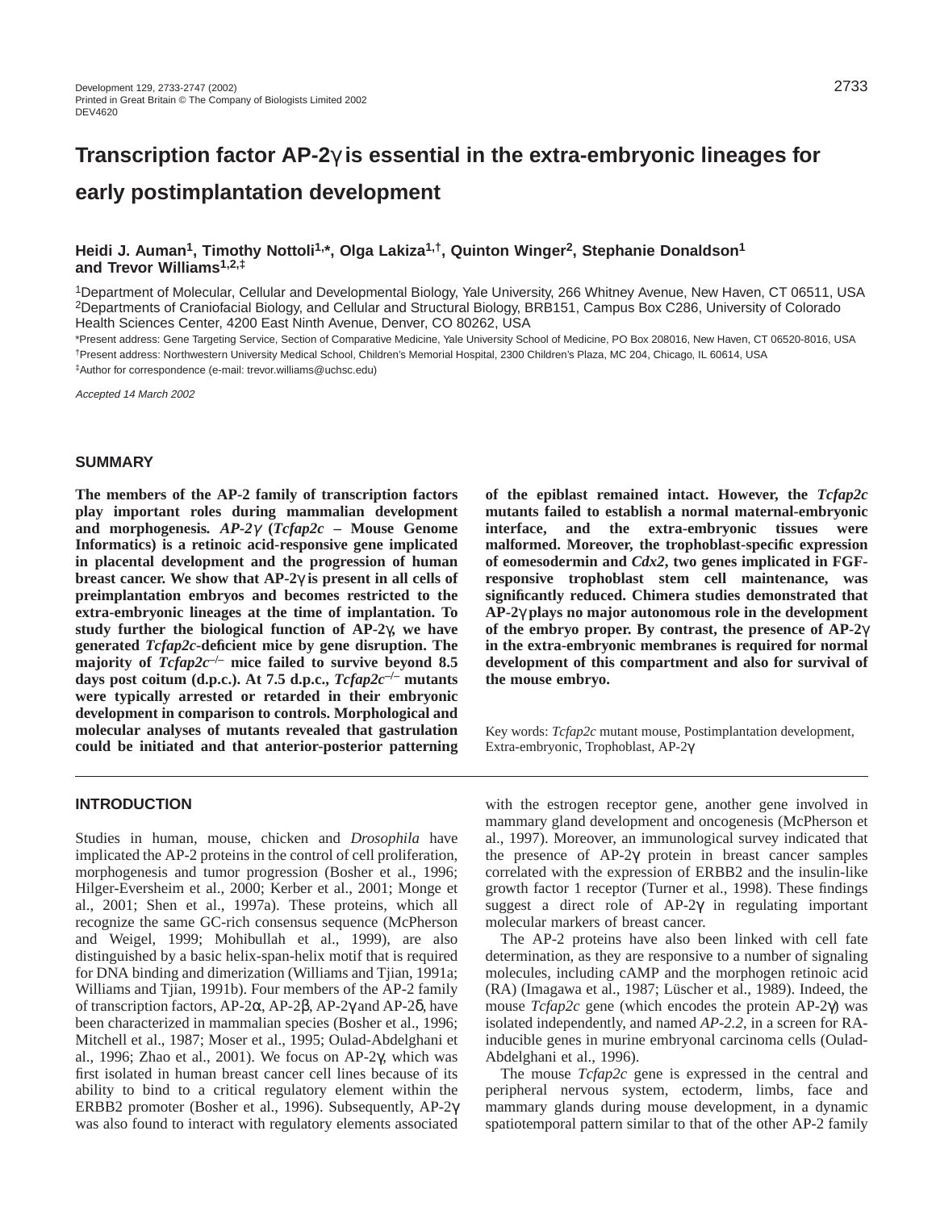Development 129, 2733-2747 (2002)
Printed in Great Britain © The Company of Biologists Limited 2002
DEV4620

# Transcription factor AP-2γ is essential in the extra-embryonic lineages for early postimplantation development

**Heidi J. Auman[1], Timothy Nottoli[1,*], Olga Lakiza[1,†], Quinton Winger[2], Stephanie Donaldson[1] and Trevor Williams[1,2,‡]**

[1]Department of Molecular, Cellular and Developmental Biology, Yale University, 266 Whitney Avenue, New Haven, CT 06511, USA
[2]Departments of Craniofacial Biology, and Cellular and Structural Biology, BRB151, Campus Box C286, University of Colorado Health Sciences Center, 4200 East Ninth Avenue, Denver, CO 80262, USA

*Present address: Gene Targeting Service, Section of Comparative Medicine, Yale University School of Medicine, PO Box 208016, New Haven, CT 06520-8016, USA
†Present address: Northwestern University Medical School, Children's Memorial Hospital, 2300 Children's Plaza, MC 204, Chicago, IL 60614, USA
‡Author for correspondence (e-mail: trevor.williams@uchsc.edu)

*Accepted 14 March 2002*

## SUMMARY

**The members of the AP-2 family of transcription factors play important roles during mammalian development and morphogenesis. *AP-2γ* (*Tcfap2c* – Mouse Genome Informatics) is a retinoic acid-responsive gene implicated in placental development and the progression of human breast cancer. We show that AP-2γ is present in all cells of preimplantation embryos and becomes restricted to the extra-embryonic lineages at the time of implantation. To study further the biological function of AP-2γ, we have generated *Tcfap2c*-deficient mice by gene disruption. The majority of *Tcfap2c*$^{-/-}$ mice failed to survive beyond 8.5 days post coitum (d.p.c.). At 7.5 d.p.c., *Tcfap2c*$^{-/-}$ mutants were typically arrested or retarded in their embryonic development in comparison to controls. Morphological and molecular analyses of mutants revealed that gastrulation could be initiated and that anterior-posterior patterning of the epiblast remained intact. However, the *Tcfap2c* mutants failed to establish a normal maternal-embryonic interface, and the extra-embryonic tissues were malformed. Moreover, the trophoblast-specific expression of eomesodermin and *Cdx2*, two genes implicated in FGF-responsive trophoblast stem cell maintenance, was significantly reduced. Chimera studies demonstrated that AP-2γ plays no major autonomous role in the development of the embryo proper. By contrast, the presence of AP-2γ in the extra-embryonic membranes is required for normal development of this compartment and also for survival of the mouse embryo.**

Key words: *Tcfap2c* mutant mouse, Postimplantation development, Extra-embryonic, Trophoblast, AP-2γ

## INTRODUCTION

Studies in human, mouse, chicken and *Drosophila* have implicated the AP-2 proteins in the control of cell proliferation, morphogenesis and tumor progression (Bosher et al., 1996; Hilger-Eversheim et al., 2000; Kerber et al., 2001; Monge et al., 2001; Shen et al., 1997a). These proteins, which all recognize the same GC-rich consensus sequence (McPherson and Weigel, 1999; Mohibullah et al., 1999), are also distinguished by a basic helix-span-helix motif that is required for DNA binding and dimerization (Williams and Tjian, 1991a; Williams and Tjian, 1991b). Four members of the AP-2 family of transcription factors, AP-2α, AP-2β, AP-2γ and AP-2δ, have been characterized in mammalian species (Bosher et al., 1996; Mitchell et al., 1987; Moser et al., 1995; Oulad-Abdelghani et al., 1996; Zhao et al., 2001). We focus on AP-2γ, which was first isolated in human breast cancer cell lines because of its ability to bind to a critical regulatory element within the ERBB2 promoter (Bosher et al., 1996). Subsequently, AP-2γ was also found to interact with regulatory elements associated with the estrogen receptor gene, another gene involved in mammary gland development and oncogenesis (McPherson et al., 1997). Moreover, an immunological survey indicated that the presence of AP-2γ protein in breast cancer samples correlated with the expression of ERBB2 and the insulin-like growth factor 1 receptor (Turner et al., 1998). These findings suggest a direct role of AP-2γ in regulating important molecular markers of breast cancer.

The AP-2 proteins have also been linked with cell fate determination, as they are responsive to a number of signaling molecules, including cAMP and the morphogen retinoic acid (RA) (Imagawa et al., 1987; Lüscher et al., 1989). Indeed, the mouse *Tcfap2c* gene (which encodes the protein AP-2γ) was isolated independently, and named *AP-2.2*, in a screen for RA-inducible genes in murine embryonal carcinoma cells (Oulad-Abdelghani et al., 1996).

The mouse *Tcfap2c* gene is expressed in the central and peripheral nervous system, ectoderm, limbs, face and mammary glands during mouse development, in a dynamic spatiotemporal pattern similar to that of the other AP-2 family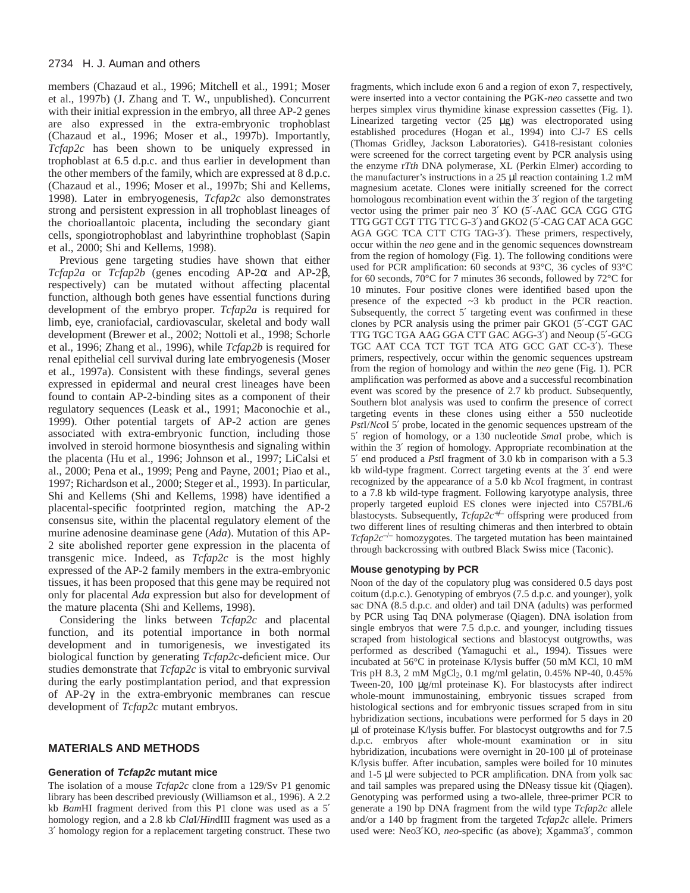members (Chazaud et al., 1996; Mitchell et al., 1991; Moser et al., 1997b) (J. Zhang and T. W., unpublished). Concurrent with their initial expression in the embryo, all three AP-2 genes are also expressed in the extra-embryonic trophoblast (Chazaud et al., 1996; Moser et al., 1997b). Importantly, *Tcfap2c* has been shown to be uniquely expressed in trophoblast at 6.5 d.p.c. and thus earlier in development than the other members of the family, which are expressed at 8 d.p.c. (Chazaud et al., 1996; Moser et al., 1997b; Shi and Kellems, 1998). Later in embryogenesis, *Tcfap2c* also demonstrates strong and persistent expression in all trophoblast lineages of the chorioallantoic placenta, including the secondary giant cells, spongiotrophoblast and labyrinthine trophoblast (Sapin et al., 2000; Shi and Kellems, 1998).

Previous gene targeting studies have shown that either *Tcfap2a* or *Tcfap2b* (genes encoding AP-2α and AP-2β, respectively) can be mutated without affecting placental function, although both genes have essential functions during development of the embryo proper. *Tcfap2a* is required for limb, eye, craniofacial, cardiovascular, skeletal and body wall development (Brewer et al., 2002; Nottoli et al., 1998; Schorle et al., 1996; Zhang et al., 1996), while *Tcfap2b* is required for renal epithelial cell survival during late embryogenesis (Moser et al., 1997a). Consistent with these findings, several genes expressed in epidermal and neural crest lineages have been found to contain AP-2-binding sites as a component of their regulatory sequences (Leask et al., 1991; Maconochie et al., 1999). Other potential targets of AP-2 action are genes associated with extra-embryonic function, including those involved in steroid hormone biosynthesis and signaling within the placenta (Hu et al., 1996; Johnson et al., 1997; LiCalsi et al., 2000; Pena et al., 1999; Peng and Payne, 2001; Piao et al., 1997; Richardson et al., 2000; Steger et al., 1993). In particular, Shi and Kellems (Shi and Kellems, 1998) have identified a placental-specific footprinted region, matching the AP-2 consensus site, within the placental regulatory element of the murine adenosine deaminase gene (*Ada*). Mutation of this AP-2 site abolished reporter gene expression in the placenta of transgenic mice. Indeed, as *Tcfap2c* is the most highly expressed of the AP-2 family members in the extra-embryonic tissues, it has been proposed that this gene may be required not only for placental *Ada* expression but also for development of the mature placenta (Shi and Kellems, 1998).

Considering the links between *Tcfap2c* and placental function, and its potential importance in both normal development and in tumorigenesis, we investigated its biological function by generating *Tcfap2c*-deficient mice. Our studies demonstrate that *Tcfap2c* is vital to embryonic survival during the early postimplantation period, and that expression of AP-2γ in the extra-embryonic membranes can rescue development of *Tcfap2c* mutant embryos.

## MATERIALS AND METHODS

### Generation of *Tcfap2c* mutant mice

The isolation of a mouse *Tcfap2c* clone from a 129/Sv P1 genomic library has been described previously (Williamson et al., 1996). A 2.2 kb *Bam*HI fragment derived from this P1 clone was used as a 5′ homology region, and a 2.8 kb *Cla*I/*Hin*dIII fragment was used as a 3′ homology region for a replacement targeting construct. These two fragments, which include exon 6 and a region of exon 7, respectively, were inserted into a vector containing the PGK-*neo* cassette and two herpes simplex virus thymidine kinase expression cassettes (Fig. 1). Linearized targeting vector (25 μg) was electroporated using established procedures (Hogan et al., 1994) into CJ-7 ES cells (Thomas Gridley, Jackson Laboratories). G418-resistant colonies were screened for the correct targeting event by PCR analysis using the enzyme r*Tth* DNA polymerase, XL (Perkin Elmer) according to the manufacturer's instructions in a 25 μl reaction containing 1.2 mM magnesium acetate. Clones were initially screened for the correct homologous recombination event within the 3′ region of the targeting vector using the primer pair neo 3′ KO (5′-AAC GCA CGG GTG TTG GGT CGT TTG TTC G-3′) and GKO2 (5′-CAG CAT ACA GGC AGA GGC TCA CTT CTG TAG-3′). These primers, respectively, occur within the *neo* gene and in the genomic sequences downstream from the region of homology (Fig. 1). The following conditions were used for PCR amplification: 60 seconds at 93°C, 36 cycles of 93°C for 60 seconds, 70°C for 7 minutes 36 seconds, followed by 72°C for 10 minutes. Four positive clones were identified based upon the presence of the expected ~3 kb product in the PCR reaction. Subsequently, the correct 5′ targeting event was confirmed in these clones by PCR analysis using the primer pair GKO1 (5′-CGT GAC TTG TGC TGA AAG GGA CTT GAC AGG-3′) and Neoup (5′-GCG TGC AAT CCA TCT TGT TCA ATG GCC GAT CC-3′). These primers, respectively, occur within the genomic sequences upstream from the region of homology and within the *neo* gene (Fig. 1). PCR amplification was performed as above and a successful recombination event was scored by the presence of 2.7 kb product. Subsequently, Southern blot analysis was used to confirm the presence of correct targeting events in these clones using either a 550 nucleotide *Pst*I/*Nco*I 5′ probe, located in the genomic sequences upstream of the 5′ region of homology, or a 130 nucleotide *Sma*I probe, which is within the 3′ region of homology. Appropriate recombination at the 5′ end produced a *Pst*I fragment of 3.0 kb in comparison with a 5.3 kb wild-type fragment. Correct targeting events at the 3′ end were recognized by the appearance of a 5.0 kb *Nco*I fragment, in contrast to a 7.8 kb wild-type fragment. Following karyotype analysis, three properly targeted euploid ES clones were injected into C57BL/6 blastocysts. Subsequently, *Tcfap2c*$^{+/–}$ offspring were produced from two different lines of resulting chimeras and then interbred to obtain *Tcfap2c*$^{–/–}$ homozygotes. The targeted mutation has been maintained through backcrossing with outbred Black Swiss mice (Taconic).

### Mouse genotyping by PCR

Noon of the day of the copulatory plug was considered 0.5 days post coitum (d.p.c.). Genotyping of embryos (7.5 d.p.c. and younger), yolk sac DNA (8.5 d.p.c. and older) and tail DNA (adults) was performed by PCR using Taq DNA polymerase (Qiagen). DNA isolation from single embryos that were 7.5 d.p.c. and younger, including tissues scraped from histological sections and blastocyst outgrowths, was performed as described (Yamaguchi et al., 1994). Tissues were incubated at 56°C in proteinase K/lysis buffer (50 mM KCl, 10 mM Tris pH 8.3, 2 mM $MgCl_2$, 0.1 mg/ml gelatin, 0.45% NP-40, 0.45% Tween-20, 100 μg/ml proteinase K). For blastocysts after indirect whole-mount immunostaining, embryonic tissues scraped from histological sections and for embryonic tissues scraped from in situ hybridization sections, incubations were performed for 5 days in 20 μl of proteinase K/lysis buffer. For blastocyst outgrowths and for 7.5 d.p.c. embryos after whole-mount examination or in situ hybridization, incubations were overnight in 20-100 μl of proteinase K/lysis buffer. After incubation, samples were boiled for 10 minutes and 1-5 μl were subjected to PCR amplification. DNA from yolk sac and tail samples was prepared using the DNeasy tissue kit (Qiagen). Genotyping was performed using a two-allele, three-primer PCR to generate a 190 bp DNA fragment from the wild type *Tcfap2c* allele and/or a 140 bp fragment from the targeted *Tcfap2c* allele. Primers used were: Neo3′KO, *neo*-specific (as above); Xgamma3′, common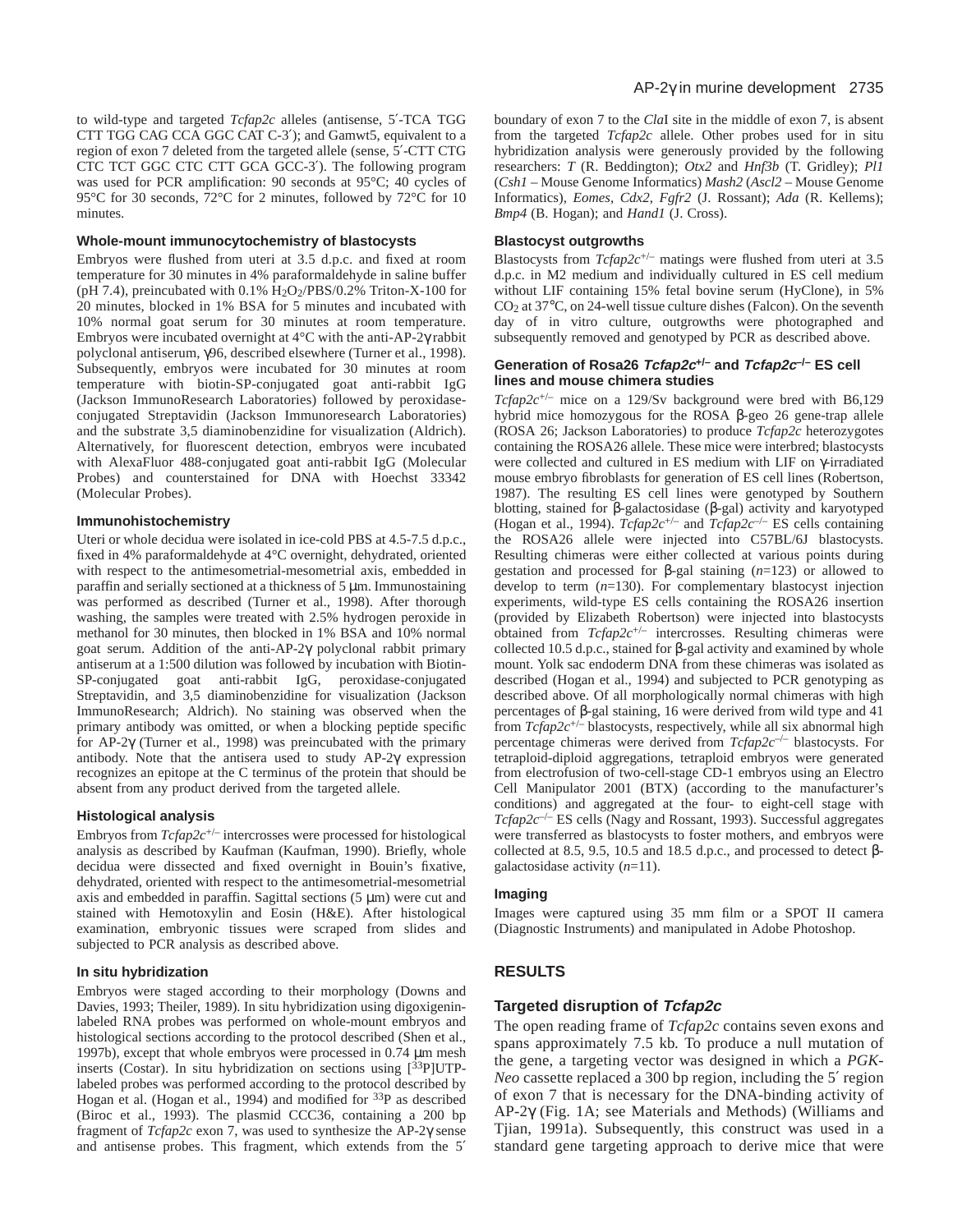to wild-type and targeted *Tcfap2c* alleles (antisense, 5′-TCA TGG CTT TGG CAG CCA GGC CAT C-3′); and Gamwt5, equivalent to a region of exon 7 deleted from the targeted allele (sense, 5′-CTT CTG CTC TCT GGC CTC CTT GCA GCC-3′). The following program was used for PCR amplification: 90 seconds at 95°C; 40 cycles of 95°C for 30 seconds, 72°C for 2 minutes, followed by 72°C for 10 minutes.

#### Whole-mount immunocytochemistry of blastocysts

Embryos were flushed from uteri at 3.5 d.p.c. and fixed at room temperature for 30 minutes in 4% paraformaldehyde in saline buffer (pH 7.4), preincubated with 0.1% $H_2O_2$/PBS/0.2% Triton-X-100 for 20 minutes, blocked in 1% BSA for 5 minutes and incubated with 10% normal goat serum for 30 minutes at room temperature. Embryos were incubated overnight at 4°C with the anti-AP-2γ rabbit polyclonal antiserum, γ96, described elsewhere (Turner et al., 1998). Subsequently, embryos were incubated for 30 minutes at room temperature with biotin-SP-conjugated goat anti-rabbit IgG (Jackson ImmunoResearch Laboratories) followed by peroxidase-conjugated Streptavidin (Jackson Immunoresearch Laboratories) and the substrate 3,5 diaminobenzidine for visualization (Aldrich). Alternatively, for fluorescent detection, embryos were incubated with AlexaFluor 488-conjugated goat anti-rabbit IgG (Molecular Probes) and counterstained for DNA with Hoechst 33342 (Molecular Probes).

#### Immunohistochemistry

Uteri or whole decidua were isolated in ice-cold PBS at 4.5-7.5 d.p.c., fixed in 4% paraformaldehyde at 4°C overnight, dehydrated, oriented with respect to the antimesometrial-mesometrial axis, embedded in paraffin and serially sectioned at a thickness of 5 μm. Immunostaining was performed as described (Turner et al., 1998). After thorough washing, the samples were treated with 2.5% hydrogen peroxide in methanol for 30 minutes, then blocked in 1% BSA and 10% normal goat serum. Addition of the anti-AP-2γ polyclonal rabbit primary antiserum at a 1:500 dilution was followed by incubation with Biotin-SP-conjugated goat anti-rabbit IgG, peroxidase-conjugated Streptavidin, and 3,5 diaminobenzidine for visualization (Jackson ImmunoResearch; Aldrich). No staining was observed when the primary antibody was omitted, or when a blocking peptide specific for AP-2γ (Turner et al., 1998) was preincubated with the primary antibody. Note that the antisera used to study AP-2γ expression recognizes an epitope at the C terminus of the protein that should be absent from any product derived from the targeted allele.

#### Histological analysis

Embryos from *Tcfap2c*$^{+/-}$ intercrosses were processed for histological analysis as described by Kaufman (Kaufman, 1990). Briefly, whole decidua were dissected and fixed overnight in Bouin's fixative, dehydrated, oriented with respect to the antimesometrial-mesometrial axis and embedded in paraffin. Sagittal sections (5 μm) were cut and stained with Hemotoxylin and Eosin (H&E). After histological examination, embryonic tissues were scraped from slides and subjected to PCR analysis as described above.

#### In situ hybridization

Embryos were staged according to their morphology (Downs and Davies, 1993; Theiler, 1989). In situ hybridization using digoxigenin-labeled RNA probes was performed on whole-mount embryos and histological sections according to the protocol described (Shen et al., 1997b), except that whole embryos were processed in 0.74 μm mesh inserts (Costar). In situ hybridization on sections using [$^{33}$P]UTP-labeled probes was performed according to the protocol described by Hogan et al. (Hogan et al., 1994) and modified for $^{33}$P as described (Biroc et al., 1993). The plasmid CCC36, containing a 200 bp fragment of *Tcfap2c* exon 7, was used to synthesize the AP-2γ sense and antisense probes. This fragment, which extends from the 5′ boundary of exon 7 to the *Cla*I site in the middle of exon 7, is absent from the targeted *Tcfap2c* allele. Other probes used for in situ hybridization analysis were generously provided by the following researchers: *T* (R. Beddington); *Otx2* and *Hnf3b* (T. Gridley); *Pl1* (*Csh1* – Mouse Genome Informatics) *Mash2* (*Ascl2* – Mouse Genome Informatics), *Eomes*, *Cdx2*, *Fgfr2* (J. Rossant); *Ada* (R. Kellems); *Bmp4* (B. Hogan); and *Hand1* (J. Cross).

#### Blastocyst outgrowths

Blastocysts from *Tcfap2c*$^{+/-}$ matings were flushed from uteri at 3.5 d.p.c. in M2 medium and individually cultured in ES cell medium without LIF containing 15% fetal bovine serum (HyClone), in 5% $CO_2$ at 37°C, on 24-well tissue culture dishes (Falcon). On the seventh day of in vitro culture, outgrowths were photographed and subsequently removed and genotyped by PCR as described above.

#### Generation of Rosa26 *Tcfap2c*$^{+/-}$ and *Tcfap2c*$^{-/-}$ ES cell lines and mouse chimera studies

*Tcfap2c*$^{+/-}$ mice on a 129/Sv background were bred with B6,129 hybrid mice homozygous for the ROSA β-geo 26 gene-trap allele (ROSA 26; Jackson Laboratories) to produce *Tcfap2c* heterozygotes containing the ROSA26 allele. These mice were interbred; blastocysts were collected and cultured in ES medium with LIF on γ-irradiated mouse embryo fibroblasts for generation of ES cell lines (Robertson, 1987). The resulting ES cell lines were genotyped by Southern blotting, stained for β-galactosidase (β-gal) activity and karyotyped (Hogan et al., 1994). *Tcfap2c*$^{+/-}$ and *Tcfap2c*$^{-/-}$ ES cells containing the ROSA26 allele were injected into C57BL/6J blastocysts. Resulting chimeras were either collected at various points during gestation and processed for β-gal staining ($n$=123) or allowed to develop to term ($n$=130). For complementary blastocyst injection experiments, wild-type ES cells containing the ROSA26 insertion (provided by Elizabeth Robertson) were injected into blastocysts obtained from *Tcfap2c*$^{+/-}$ intercrosses. Resulting chimeras were collected 10.5 d.p.c., stained for β-gal activity and examined by whole mount. Yolk sac endoderm DNA from these chimeras was isolated as described (Hogan et al., 1994) and subjected to PCR genotyping as described above. Of all morphologically normal chimeras with high percentages of β-gal staining, 16 were derived from wild type and 41 from *Tcfap2c*$^{+/-}$ blastocysts, respectively, while all six abnormal high percentage chimeras were derived from *Tcfap2c*$^{-/-}$ blastocysts. For tetraploid-diploid aggregations, tetraploid embryos were generated from electrofusion of two-cell-stage CD-1 embryos using an Electro Cell Manipulator 2001 (BTX) (according to the manufacturer's conditions) and aggregated at the four- to eight-cell stage with *Tcfap2c*$^{-/-}$ ES cells (Nagy and Rossant, 1993). Successful aggregates were transferred as blastocysts to foster mothers, and embryos were collected at 8.5, 9.5, 10.5 and 18.5 d.p.c., and processed to detect β-galactosidase activity ($n$=11).

#### Imaging

Images were captured using 35 mm film or a SPOT II camera (Diagnostic Instruments) and manipulated in Adobe Photoshop.

## RESULTS

### Targeted disruption of *Tcfap2c*

The open reading frame of *Tcfap2c* contains seven exons and spans approximately 7.5 kb. To produce a null mutation of the gene, a targeting vector was designed in which a *PGK-Neo* cassette replaced a 300 bp region, including the 5′ region of exon 7 that is necessary for the DNA-binding activity of AP-2γ (Fig. 1A; see Materials and Methods) (Williams and Tjian, 1991a). Subsequently, this construct was used in a standard gene targeting approach to derive mice that were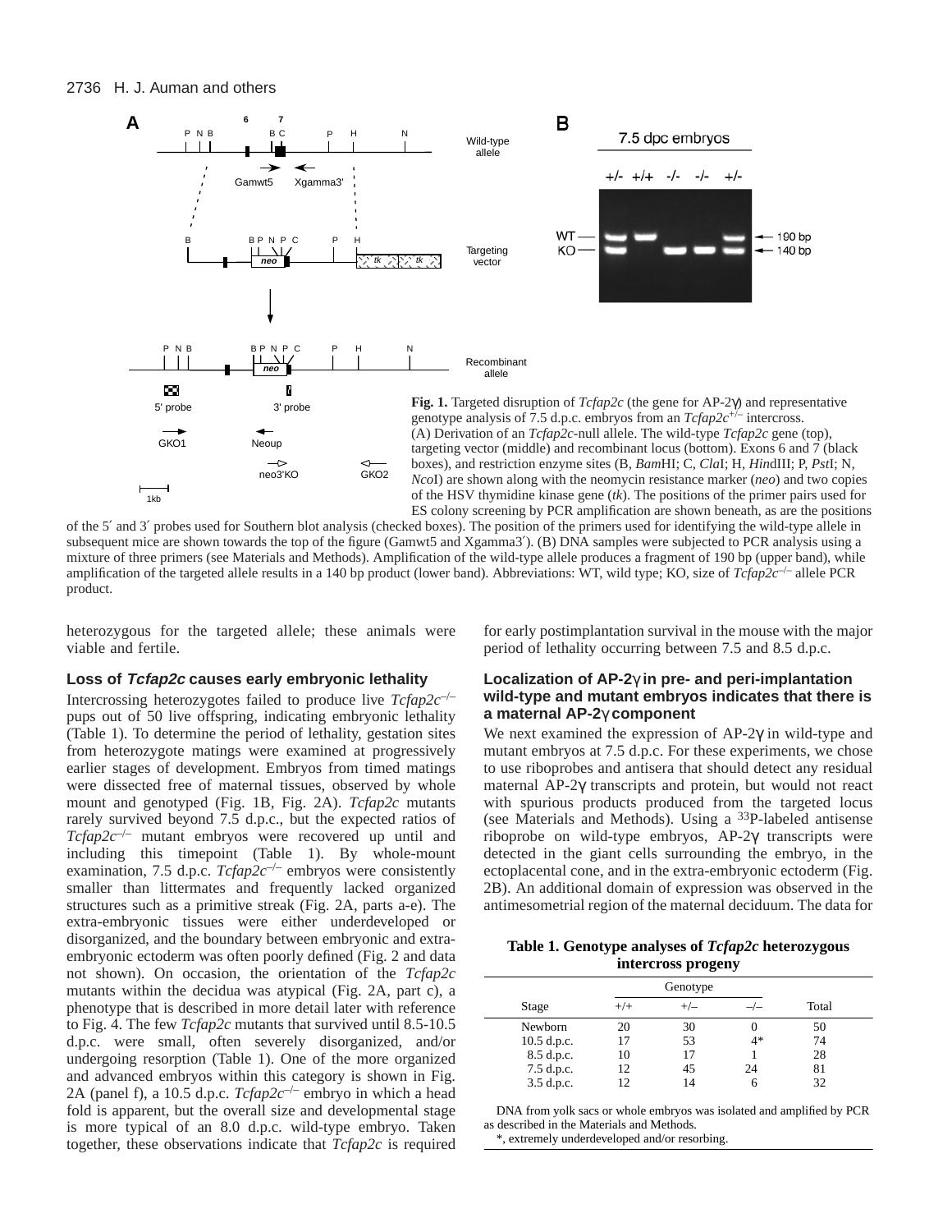**Fig. 1.** Targeted disruption of *Tcfap2c* (the gene for AP-2γ) and representative genotype analysis of 7.5 d.p.c. embryos from an *Tcfap2c*$^{+/-}$ intercross. (A) Derivation of an *Tcfap2c*-null allele. The wild-type *Tcfap2c* gene (top), targeting vector (middle) and recombinant locus (bottom). Exons 6 and 7 (black boxes), and restriction enzyme sites (B, *Bam*HI; C, *Cla*I; H, *Hin*dIII; P, *Pst*I; N, *Nco*I) are shown along with the neomycin resistance marker (*neo*) and two copies of the HSV thymidine kinase gene (*tk*). The positions of the primer pairs used for ES colony screening by PCR amplification are shown beneath, as are the positions of the 5′ and 3′ probes used for Southern blot analysis (checked boxes). The position of the primers used for identifying the wild-type allele in subsequent mice are shown towards the top of the figure (Gamwt5 and Xgamma3′). (B) DNA samples were subjected to PCR analysis using a mixture of three primers (see Materials and Methods). Amplification of the wild-type allele produces a fragment of 190 bp (upper band), while amplification of the targeted allele results in a 140 bp product (lower band). Abbreviations: WT, wild type; KO, size of *Tcfap2c*$^{-/-}$ allele PCR product.

heterozygous for the targeted allele; these animals were viable and fertile.

### Loss of *Tcfap2c* causes early embryonic lethality

Intercrossing heterozygotes failed to produce live *Tcfap2c*$^{-/-}$ pups out of 50 live offspring, indicating embryonic lethality (Table 1). To determine the period of lethality, gestation sites from heterozygote matings were examined at progressively earlier stages of development. Embryos from timed matings were dissected free of maternal tissues, observed by whole mount and genotyped (Fig. 1B, Fig. 2A). *Tcfap2c* mutants rarely survived beyond 7.5 d.p.c., but the expected ratios of *Tcfap2c*$^{-/-}$ mutant embryos were recovered up until and including this timepoint (Table 1). By whole-mount examination, 7.5 d.p.c. *Tcfap2c*$^{-/-}$ embryos were consistently smaller than littermates and frequently lacked organized structures such as a primitive streak (Fig. 2A, parts a-e). The extra-embryonic tissues were either underdeveloped or disorganized, and the boundary between embryonic and extra-embryonic ectoderm was often poorly defined (Fig. 2 and data not shown). On occasion, the orientation of the *Tcfap2c* mutants within the decidua was atypical (Fig. 2A, part c), a phenotype that is described in more detail later with reference to Fig. 4. The few *Tcfap2c* mutants that survived until 8.5-10.5 d.p.c. were small, often severely disorganized, and/or undergoing resorption (Table 1). One of the more organized and advanced embryos within this category is shown in Fig. 2A (panel f), a 10.5 d.p.c. *Tcfap2c*$^{-/-}$ embryo in which a head fold is apparent, but the overall size and developmental stage is more typical of an 8.0 d.p.c. wild-type embryo. Taken together, these observations indicate that *Tcfap2c* is required for early postimplantation survival in the mouse with the major period of lethality occurring between 7.5 and 8.5 d.p.c.

### Localization of AP-2γ in pre- and peri-implantation wild-type and mutant embryos indicates that there is a maternal AP-2γ component

We next examined the expression of AP-2γ in wild-type and mutant embryos at 7.5 d.p.c. For these experiments, we chose to use riboprobes and antisera that should detect any residual maternal AP-2γ transcripts and protein, but would not react with spurious products produced from the targeted locus (see Materials and Methods). Using a $^{33}$P-labeled antisense riboprobe on wild-type embryos, AP-2γ transcripts were detected in the giant cells surrounding the embryo, in the ectoplacental cone, and in the extra-embryonic ectoderm (Fig. 2B). An additional domain of expression was observed in the antimesometrial region of the maternal deciduum. The data for

**Table 1. Genotype analyses of *Tcfap2c* heterozygous intercross progeny**

| | Genotype | | | |
|---|---|---|---|---|
| Stage | +/+ | +/– | –/– | Total |
| Newborn | 20 | 30 | 0 | 50 |
| 10.5 d.p.c. | 17 | 53 | 4* | 74 |
| 8.5 d.p.c. | 10 | 17 | 1 | 28 |
| 7.5 d.p.c. | 12 | 45 | 24 | 81 |
| 3.5 d.p.c. | 12 | 14 | 6 | 32 |

DNA from yolk sacs or whole embryos was isolated and amplified by PCR as described in the Materials and Methods.
*, extremely underdeveloped and/or resorbing.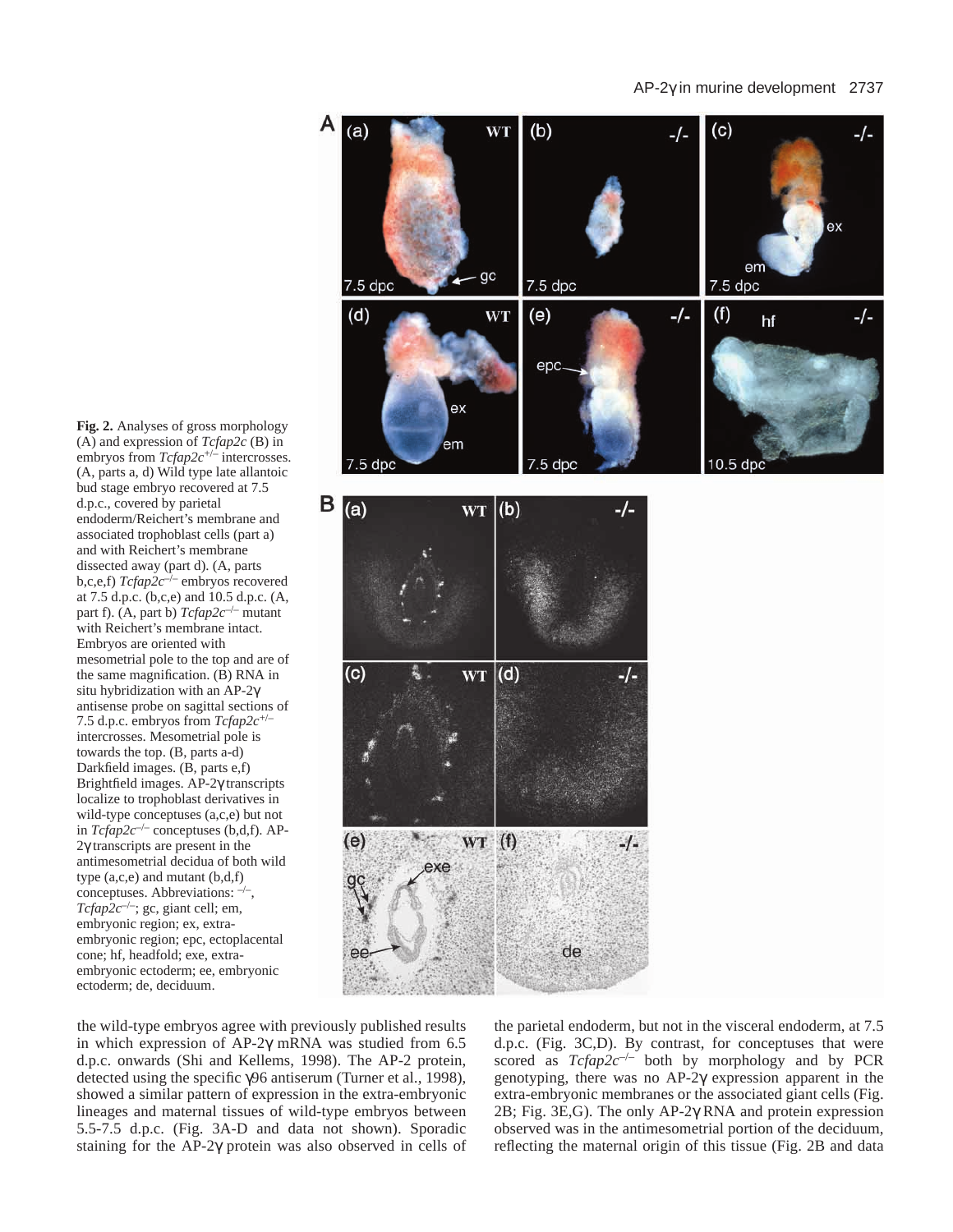**Fig. 2.** Analyses of gross morphology (A) and expression of *Tcfap2c* (B) in embryos from *Tcfap2c*$^{+/-}$ intercrosses. (A, parts a, d) Wild type late allantoic bud stage embryo recovered at 7.5 d.p.c., covered by parietal endoderm/Reichert's membrane and associated trophoblast cells (part a) and with Reichert's membrane dissected away (part d). (A, parts b,c,e,f) *Tcfap2c*$^{-/-}$ embryos recovered at 7.5 d.p.c. (b,c,e) and 10.5 d.p.c. (A, part f). (A, part b) *Tcfap2c*$^{-/-}$ mutant with Reichert's membrane intact. Embryos are oriented with mesometrial pole to the top and are of the same magnification. (B) RNA in situ hybridization with an AP-2γ antisense probe on sagittal sections of 7.5 d.p.c. embryos from *Tcfap2c*$^{+/-}$ intercrosses. Mesometrial pole is towards the top. (B, parts a-d) Darkfield images. (B, parts e,f) Brightfield images. AP-2γ transcripts localize to trophoblast derivatives in wild-type conceptuses (a,c,e) but not in *Tcfap2c*$^{-/-}$ conceptuses (b,d,f). AP-2γ transcripts are present in the antimesometrial decidua of both wild type (a,c,e) and mutant (b,d,f) conceptuses. Abbreviations: $^{-/-}$, *Tcfap2c*$^{-/-}$; gc, giant cell; em, embryonic region; ex, extra-embryonic region; epc, ectoplacental cone; hf, headfold; exe, extra-embryonic ectoderm; ee, embryonic ectoderm; de, deciduum.

the wild-type embryos agree with previously published results in which expression of AP-2γ mRNA was studied from 6.5 d.p.c. onwards (Shi and Kellems, 1998). The AP-2 protein, detected using the specific γ96 antiserum (Turner et al., 1998), showed a similar pattern of expression in the extra-embryonic lineages and maternal tissues of wild-type embryos between 5.5-7.5 d.p.c. (Fig. 3A-D and data not shown). Sporadic staining for the AP-2γ protein was also observed in cells of the parietal endoderm, but not in the visceral endoderm, at 7.5 d.p.c. (Fig. 3C,D). By contrast, for conceptuses that were scored as *Tcfap2c*$^{-/-}$ both by morphology and by PCR genotyping, there was no AP-2γ expression apparent in the extra-embryonic membranes or the associated giant cells (Fig. 2B; Fig. 3E,G). The only AP-2γ RNA and protein expression observed was in the antimesometrial portion of the deciduum, reflecting the maternal origin of this tissue (Fig. 2B and data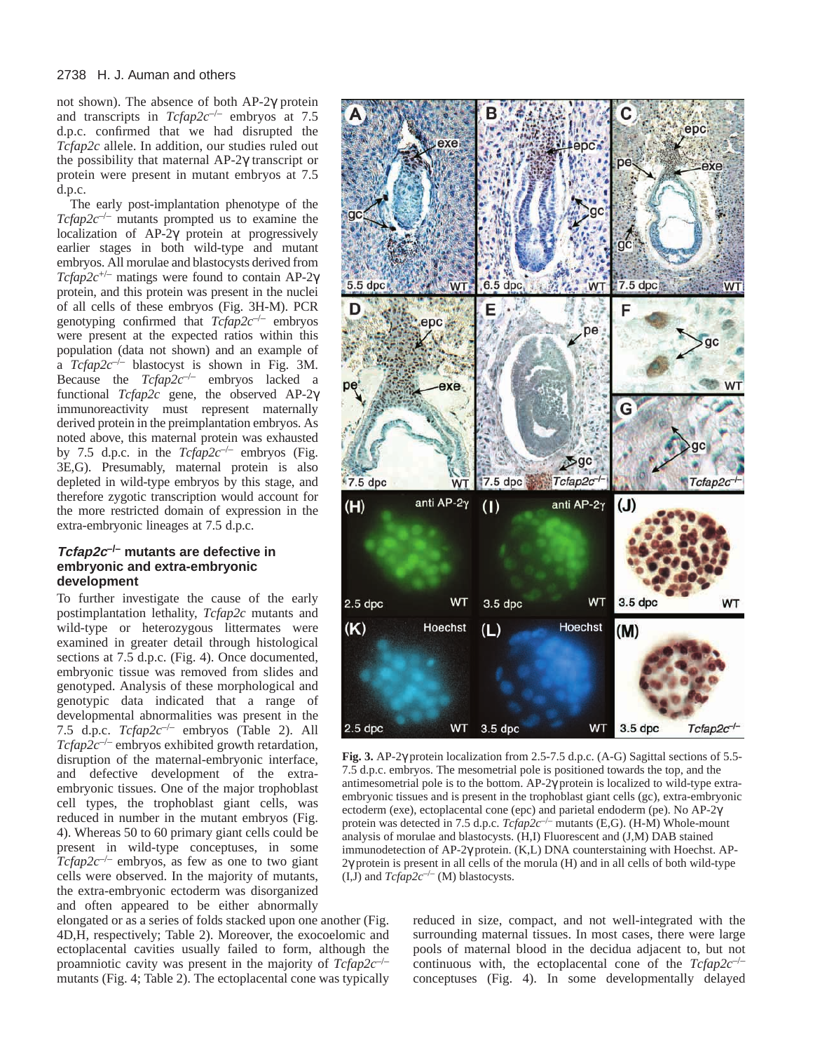not shown). The absence of both AP-2γ protein and transcripts in *Tcfap2c*[–/–] embryos at 7.5 d.p.c. confirmed that we had disrupted the *Tcfap2c* allele. In addition, our studies ruled out the possibility that maternal AP-2γ transcript or protein were present in mutant embryos at 7.5 d.p.c.

The early post-implantation phenotype of the *Tcfap2c*[–/–] mutants prompted us to examine the localization of AP-2γ protein at progressively earlier stages in both wild-type and mutant embryos. All morulae and blastocysts derived from *Tcfap2c*[+/–] matings were found to contain AP-2γ protein, and this protein was present in the nuclei of all cells of these embryos (Fig. 3H-M). PCR genotyping confirmed that *Tcfap2c*[–/–] embryos were present at the expected ratios within this population (data not shown) and an example of a *Tcfap2c*[–/–] blastocyst is shown in Fig. 3M. Because the *Tcfap2c*[–/–] embryos lacked a functional *Tcfap2c* gene, the observed AP-2γ immunoreactivity must represent maternally derived protein in the preimplantation embryos. As noted above, this maternal protein was exhausted by 7.5 d.p.c. in the *Tcfap2c*[–/–] embryos (Fig. 3E,G). Presumably, maternal protein is also depleted in wild-type embryos by this stage, and therefore zygotic transcription would account for the more restricted domain of expression in the extra-embryonic lineages at 7.5 d.p.c.

**Fig. 3.** AP-2γ protein localization from 2.5-7.5 d.p.c. (A-G) Sagittal sections of 5.5-7.5 d.p.c. embryos. The mesometrial pole is positioned towards the top, and the antimesometrial pole is to the bottom. AP-2γ protein is localized to wild-type extra-embryonic tissues and is present in the trophoblast giant cells (gc), extra-embryonic ectoderm (exe), ectoplacental cone (epc) and parietal endoderm (pe). No AP-2γ protein was detected in 7.5 d.p.c. *Tcfap2c*[–/–] mutants (E,G). (H-M) Whole-mount analysis of morulae and blastocysts. (H,I) Fluorescent and (J,M) DAB stained immunodetection of AP-2γ protein. (K,L) DNA counterstaining with Hoechst. AP-2γ protein is present in all cells of the morula (H) and in all cells of both wild-type (I,J) and *Tcfap2c*[–/–] (M) blastocysts.

### *Tcfap2c*[–/–] mutants are defective in embryonic and extra-embryonic development

To further investigate the cause of the early postimplantation lethality, *Tcfap2c* mutants and wild-type or heterozygous littermates were examined in greater detail through histological sections at 7.5 d.p.c. (Fig. 4). Once documented, embryonic tissue was removed from slides and genotyped. Analysis of these morphological and genotypic data indicated that a range of developmental abnormalities was present in the 7.5 d.p.c. *Tcfap2c*[–/–] embryos (Table 2). All *Tcfap2c*[–/–] embryos exhibited growth retardation, disruption of the maternal-embryonic interface, and defective development of the extra-embryonic tissues. One of the major trophoblast cell types, the trophoblast giant cells, was reduced in number in the mutant embryos (Fig. 4). Whereas 50 to 60 primary giant cells could be present in wild-type conceptuses, in some *Tcfap2c*[–/–] embryos, as few as one to two giant cells were observed. In the majority of mutants, the extra-embryonic ectoderm was disorganized and often appeared to be either abnormally elongated or as a series of folds stacked upon one another (Fig. 4D,H, respectively; Table 2). Moreover, the exocoelomic and ectoplacental cavities usually failed to form, although the proamniotic cavity was present in the majority of *Tcfap2c*[–/–] mutants (Fig. 4; Table 2). The ectoplacental cone was typically reduced in size, compact, and not well-integrated with the surrounding maternal tissues. In most cases, there were large pools of maternal blood in the decidua adjacent to, but not continuous with, the ectoplacental cone of the *Tcfap2c*[–/–] conceptuses (Fig. 4). In some developmentally delayed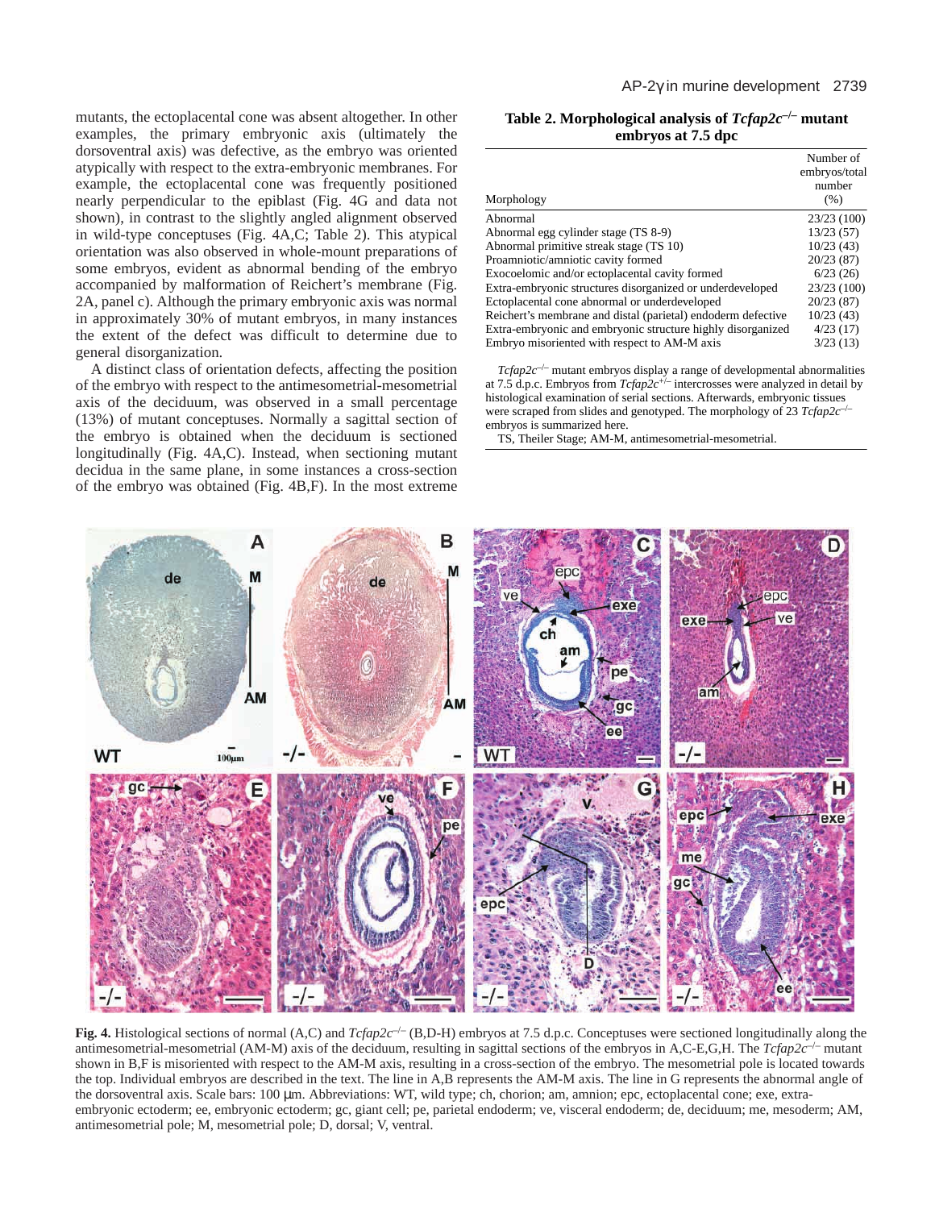mutants, the ectoplacental cone was absent altogether. In other examples, the primary embryonic axis (ultimately the dorsoventral axis) was defective, as the embryo was oriented atypically with respect to the extra-embryonic membranes. For example, the ectoplacental cone was frequently positioned nearly perpendicular to the epiblast (Fig. 4G and data not shown), in contrast to the slightly angled alignment observed in wild-type conceptuses (Fig. 4A,C; Table 2). This atypical orientation was also observed in whole-mount preparations of some embryos, evident as abnormal bending of the embryo accompanied by malformation of Reichert's membrane (Fig. 2A, panel c). Although the primary embryonic axis was normal in approximately 30% of mutant embryos, in many instances the extent of the defect was difficult to determine due to general disorganization.

A distinct class of orientation defects, affecting the position of the embryo with respect to the antimesometrial-mesometrial axis of the deciduum, was observed in a small percentage (13%) of mutant conceptuses. Normally a sagittal section of the embryo is obtained when the deciduum is sectioned longitudinally (Fig. 4A,C). Instead, when sectioning mutant decidua in the same plane, in some instances a cross-section of the embryo was obtained (Fig. 4B,F). In the most extreme

**Table 2. Morphological analysis of *Tcfap2c*$^{-/-}$ mutant embryos at 7.5 dpc**

| Morphology | Number of embryos/total number (%) |
|---|---|
| Abnormal | 23/23 (100) |
| Abnormal egg cylinder stage (TS 8-9) | 13/23 (57) |
| Abnormal primitive streak stage (TS 10) | 10/23 (43) |
| Proamniotic/amniotic cavity formed | 20/23 (87) |
| Exocoelomic and/or ectoplacental cavity formed | 6/23 (26) |
| Extra-embryonic structures disorganized or underdeveloped | 23/23 (100) |
| Ectoplacental cone abnormal or underdeveloped | 20/23 (87) |
| Reichert's membrane and distal (parietal) endoderm defective | 10/23 (43) |
| Extra-embryonic and embryonic structure highly disorganized | 4/23 (17) |
| Embryo misoriented with respect to AM-M axis | 3/23 (13) |

*Tcfap2c*$^{-/-}$ mutant embryos display a range of developmental abnormalities at 7.5 d.p.c. Embryos from *Tcfap2c*$^{+/-}$ intercrosses were analyzed in detail by histological examination of serial sections. Afterwards, embryonic tissues were scraped from slides and genotyped. The morphology of 23 *Tcfap2c*$^{-/-}$ embryos is summarized here.

TS, Theiler Stage; AM-M, antimesometrial-mesometrial.

**Fig. 4.** Histological sections of normal (A,C) and *Tcfap2c*$^{-/-}$ (B,D-H) embryos at 7.5 d.p.c. Conceptuses were sectioned longitudinally along the antimesometrial-mesometrial (AM-M) axis of the deciduum, resulting in sagittal sections of the embryos in A,C-E,G,H. The *Tcfap2c*$^{-/-}$ mutant shown in B,F is misoriented with respect to the AM-M axis, resulting in a cross-section of the embryo. The mesometrial pole is located towards the top. Individual embryos are described in the text. The line in A,B represents the AM-M axis. The line in G represents the abnormal angle of the dorsoventral axis. Scale bars: 100 µm. Abbreviations: WT, wild type; ch, chorion; am, amnion; epc, ectoplacental cone; exe, extra-embryonic ectoderm; ee, embryonic ectoderm; gc, giant cell; pe, parietal endoderm; ve, visceral endoderm; de, deciduum; me, mesoderm; AM, antimesometrial pole; M, mesometrial pole; D, dorsal; V, ventral.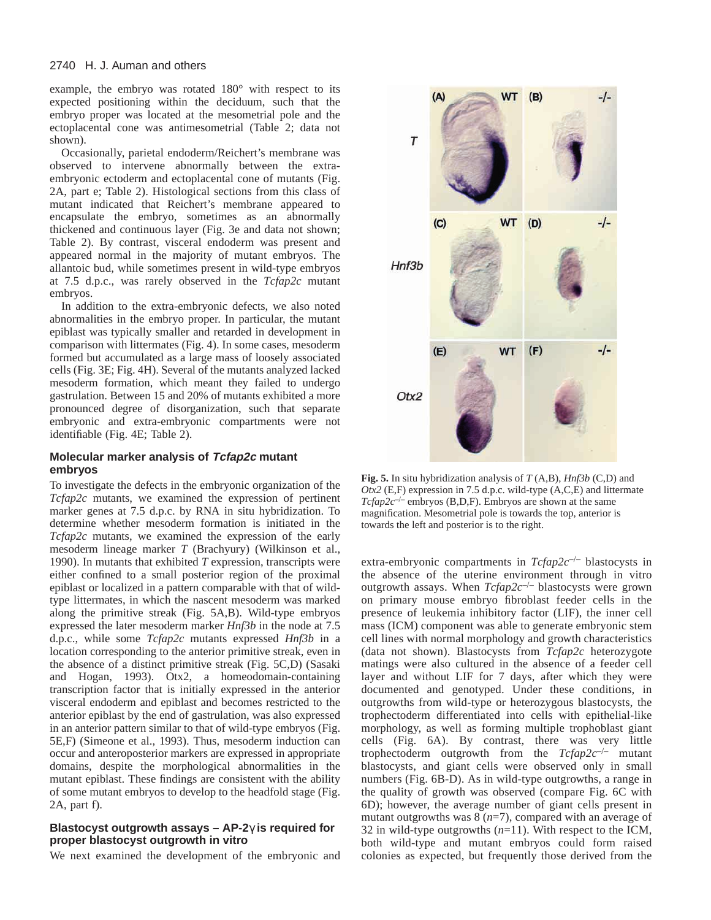example, the embryo was rotated 180° with respect to its expected positioning within the deciduum, such that the embryo proper was located at the mesometrial pole and the ectoplacental cone was antimesometrial (Table 2; data not shown).

Occasionally, parietal endoderm/Reichert's membrane was observed to intervene abnormally between the extra-embryonic ectoderm and ectoplacental cone of mutants (Fig. 2A, part e; Table 2). Histological sections from this class of mutant indicated that Reichert's membrane appeared to encapsulate the embryo, sometimes as an abnormally thickened and continuous layer (Fig. 3e and data not shown; Table 2). By contrast, visceral endoderm was present and appeared normal in the majority of mutant embryos. The allantoic bud, while sometimes present in wild-type embryos at 7.5 d.p.c., was rarely observed in the *Tcfap2c* mutant embryos.

In addition to the extra-embryonic defects, we also noted abnormalities in the embryo proper. In particular, the mutant epiblast was typically smaller and retarded in development in comparison with littermates (Fig. 4). In some cases, mesoderm formed but accumulated as a large mass of loosely associated cells (Fig. 3E; Fig. 4H). Several of the mutants analyzed lacked mesoderm formation, which meant they failed to undergo gastrulation. Between 15 and 20% of mutants exhibited a more pronounced degree of disorganization, such that separate embryonic and extra-embryonic compartments were not identifiable (Fig. 4E; Table 2).

### Molecular marker analysis of *Tcfap2c* mutant embryos

To investigate the defects in the embryonic organization of the *Tcfap2c* mutants, we examined the expression of pertinent marker genes at 7.5 d.p.c. by RNA in situ hybridization. To determine whether mesoderm formation is initiated in the *Tcfap2c* mutants, we examined the expression of the early mesoderm lineage marker *T* (Brachyury) (Wilkinson et al., 1990). In mutants that exhibited *T* expression, transcripts were either confined to a small posterior region of the proximal epiblast or localized in a pattern comparable with that of wild-type littermates, in which the nascent mesoderm was marked along the primitive streak (Fig. 5A,B). Wild-type embryos expressed the later mesoderm marker *Hnf3b* in the node at 7.5 d.p.c., while some *Tcfap2c* mutants expressed *Hnf3b* in a location corresponding to the anterior primitive streak, even in the absence of a distinct primitive streak (Fig. 5C,D) (Sasaki and Hogan, 1993). Otx2, a homeodomain-containing transcription factor that is initially expressed in the anterior visceral endoderm and epiblast and becomes restricted to the anterior epiblast by the end of gastrulation, was also expressed in an anterior pattern similar to that of wild-type embryos (Fig. 5E,F) (Simeone et al., 1993). Thus, mesoderm induction can occur and anteroposterior markers are expressed in appropriate domains, despite the morphological abnormalities in the mutant epiblast. These findings are consistent with the ability of some mutant embryos to develop to the headfold stage (Fig. 2A, part f).

### Blastocyst outgrowth assays – AP-2γ is required for proper blastocyst outgrowth in vitro

We next examined the development of the embryonic and extra-embryonic compartments in $Tcfap2c^{-/-}$ blastocysts in the absence of the uterine environment through in vitro outgrowth assays. When $Tcfap2c^{-/-}$ blastocysts were grown on primary mouse embryo fibroblast feeder cells in the presence of leukemia inhibitory factor (LIF), the inner cell mass (ICM) component was able to generate embryonic stem cell lines with normal morphology and growth characteristics (data not shown). Blastocysts from *Tcfap2c* heterozygote matings were also cultured in the absence of a feeder cell layer and without LIF for 7 days, after which they were documented and genotyped. Under these conditions, in outgrowths from wild-type or heterozygous blastocysts, the trophectoderm differentiated into cells with epithelial-like morphology, as well as forming multiple trophoblast giant cells (Fig. 6A). By contrast, there was very little trophectoderm outgrowth from the $Tcfap2c^{-/-}$ mutant blastocysts, and giant cells were observed only in small numbers (Fig. 6B-D). As in wild-type outgrowths, a range in the quality of growth was observed (compare Fig. 6C with 6D); however, the average number of giant cells present in mutant outgrowths was 8 ($n$=7), compared with an average of 32 in wild-type outgrowths ($n$=11). With respect to the ICM, both wild-type and mutant embryos could form raised colonies as expected, but frequently those derived from the

**Fig. 5.** In situ hybridization analysis of *T* (A,B), *Hnf3b* (C,D) and *Otx2* (E,F) expression in 7.5 d.p.c. wild-type (A,C,E) and littermate $Tcfap2c^{-/-}$ embryos (B,D,F). Embryos are shown at the same magnification. Mesometrial pole is towards the top, anterior is towards the left and posterior is to the right.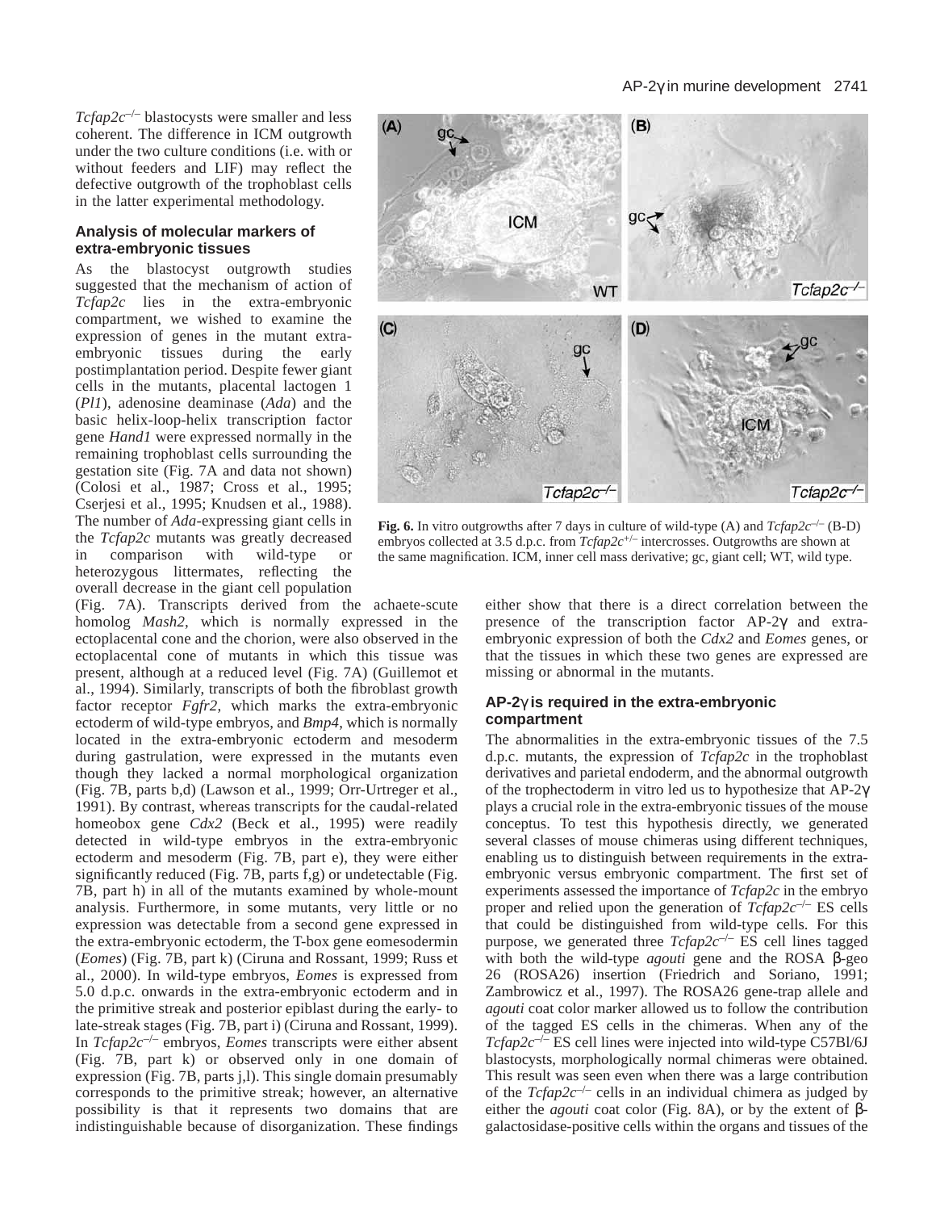*Tcfap2c*$^{-/-}$ blastocysts were smaller and less coherent. The difference in ICM outgrowth under the two culture conditions (i.e. with or without feeders and LIF) may reflect the defective outgrowth of the trophoblast cells in the latter experimental methodology.

### Analysis of molecular markers of extra-embryonic tissues

As the blastocyst outgrowth studies suggested that the mechanism of action of *Tcfap2c* lies in the extra-embryonic compartment, we wished to examine the expression of genes in the mutant extra-embryonic tissues during the early postimplantation period. Despite fewer giant cells in the mutants, placental lactogen 1 (*Pl1*), adenosine deaminase (*Ada*) and the basic helix-loop-helix transcription factor gene *Hand1* were expressed normally in the remaining trophoblast cells surrounding the gestation site (Fig. 7A and data not shown) (Colosi et al., 1987; Cross et al., 1995; Cserjesi et al., 1995; Knudsen et al., 1988). The number of *Ada*-expressing giant cells in the *Tcfap2c* mutants was greatly decreased in comparison with wild-type or heterozygous littermates, reflecting the overall decrease in the giant cell population (Fig. 7A). Transcripts derived from the achaete-scute homolog *Mash2*, which is normally expressed in the ectoplacental cone and the chorion, were also observed in the ectoplacental cone of mutants in which this tissue was present, although at a reduced level (Fig. 7A) (Guillemot et al., 1994). Similarly, transcripts of both the fibroblast growth factor receptor *Fgfr2*, which marks the extra-embryonic ectoderm of wild-type embryos, and *Bmp4*, which is normally located in the extra-embryonic ectoderm and mesoderm during gastrulation, were expressed in the mutants even though they lacked a normal morphological organization (Fig. 7B, parts b,d) (Lawson et al., 1999; Orr-Urtreger et al., 1991). By contrast, whereas transcripts for the caudal-related homeobox gene *Cdx2* (Beck et al., 1995) were readily detected in wild-type embryos in the extra-embryonic ectoderm and mesoderm (Fig. 7B, part e), they were either significantly reduced (Fig. 7B, parts f,g) or undetectable (Fig. 7B, part h) in all of the mutants examined by whole-mount analysis. Furthermore, in some mutants, very little or no expression was detectable from a second gene expressed in the extra-embryonic ectoderm, the T-box gene eomesodermin (*Eomes*) (Fig. 7B, part k) (Ciruna and Rossant, 1999; Russ et al., 2000). In wild-type embryos, *Eomes* is expressed from 5.0 d.p.c. onwards in the extra-embryonic ectoderm and in the primitive streak and posterior epiblast during the early- to late-streak stages (Fig. 7B, part i) (Ciruna and Rossant, 1999). In *Tcfap2c*$^{-/-}$ embryos, *Eomes* transcripts were either absent (Fig. 7B, part k) or observed only in one domain of expression (Fig. 7B, parts j,l). This single domain presumably corresponds to the primitive streak; however, an alternative possibility is that it represents two domains that are indistinguishable because of disorganization. These findings either show that there is a direct correlation between the presence of the transcription factor AP-2γ and extra-embryonic expression of both the *Cdx2* and *Eomes* genes, or that the tissues in which these two genes are expressed are missing or abnormal in the mutants.

**Fig. 6.** In vitro outgrowths after 7 days in culture of wild-type (A) and *Tcfap2c*$^{-/-}$ (B-D) embryos collected at 3.5 d.p.c. from *Tcfap2c*$^{+/-}$ intercrosses. Outgrowths are shown at the same magnification. ICM, inner cell mass derivative; gc, giant cell; WT, wild type.

### AP-2γ is required in the extra-embryonic compartment

The abnormalities in the extra-embryonic tissues of the 7.5 d.p.c. mutants, the expression of *Tcfap2c* in the trophoblast derivatives and parietal endoderm, and the abnormal outgrowth of the trophectoderm in vitro led us to hypothesize that AP-2γ plays a crucial role in the extra-embryonic tissues of the mouse conceptus. To test this hypothesis directly, we generated several classes of mouse chimeras using different techniques, enabling us to distinguish between requirements in the extra-embryonic versus embryonic compartment. The first set of experiments assessed the importance of *Tcfap2c* in the embryo proper and relied upon the generation of *Tcfap2c*$^{-/-}$ ES cells that could be distinguished from wild-type cells. For this purpose, we generated three *Tcfap2c*$^{-/-}$ ES cell lines tagged with both the wild-type *agouti* gene and the ROSA β-geo 26 (ROSA26) insertion (Friedrich and Soriano, 1991; Zambrowicz et al., 1997). The ROSA26 gene-trap allele and *agouti* coat color marker allowed us to follow the contribution of the tagged ES cells in the chimeras. When any of the *Tcfap2c*$^{-/-}$ ES cell lines were injected into wild-type C57Bl/6J blastocysts, morphologically normal chimeras were obtained. This result was seen even when there was a large contribution of the *Tcfap2c*$^{-/-}$ cells in an individual chimera as judged by either the *agouti* coat color (Fig. 8A), or by the extent of β-galactosidase-positive cells within the organs and tissues of the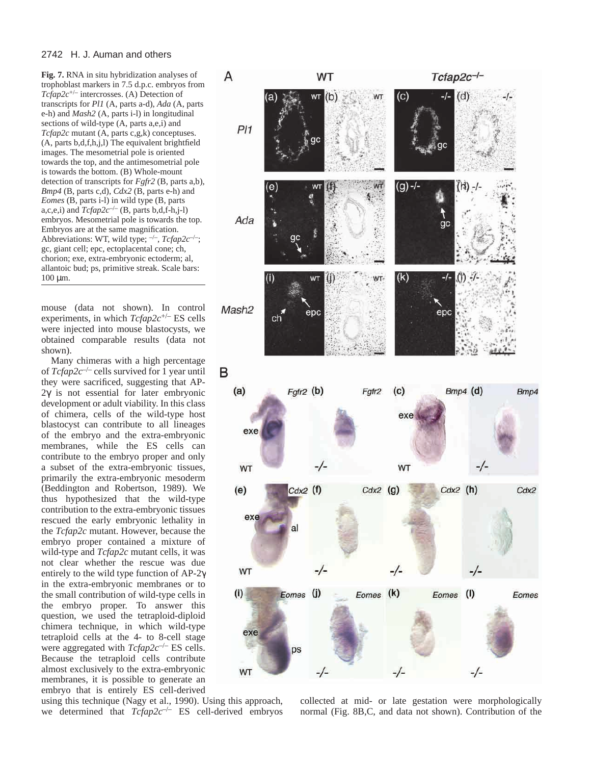**Fig. 7.** RNA in situ hybridization analyses of trophoblast markers in 7.5 d.p.c. embryos from *Tcfap2c*$^{+/-}$ intercrosses. (A) Detection of transcripts for *Pl1* (A, parts a-d), *Ada* (A, parts e-h) and *Mash2* (A, parts i-l) in longitudinal sections of wild-type (A, parts a,e,i) and *Tcfap2c* mutant (A, parts c,g,k) conceptuses. (A, parts b,d,f,h,j,l) The equivalent brightfield images. The mesometrial pole is oriented towards the top, and the antimesometrial pole is towards the bottom. (B) Whole-mount detection of transcripts for *Fgfr2* (B, parts a,b), *Bmp4* (B, parts c,d), *Cdx2* (B, parts e-h) and *Eomes* (B, parts i-l) in wild type (B, parts a,c,e,i) and *Tcfap2c*$^{-/-}$ (B, parts b,d,f-h,j-l) embryos. Mesometrial pole is towards the top. Embryos are at the same magnification. Abbreviations: WT, wild type; $^{-/-}$, *Tcfap2c*$^{-/-}$; gc, giant cell; epc, ectoplacental cone; ch, chorion; exe, extra-embryonic ectoderm; al, allantoic bud; ps, primitive streak. Scale bars: 100 μm.

mouse (data not shown). In control experiments, in which *Tcfap2c*$^{+/-}$ ES cells were injected into mouse blastocysts, we obtained comparable results (data not shown).

Many chimeras with a high percentage of *Tcfap2c*$^{-/-}$ cells survived for 1 year until they were sacrificed, suggesting that AP-2γ is not essential for later embryonic development or adult viability. In this class of chimera, cells of the wild-type host blastocyst can contribute to all lineages of the embryo and the extra-embryonic membranes, while the ES cells can contribute to the embryo proper and only a subset of the extra-embryonic tissues, primarily the extra-embryonic mesoderm (Beddington and Robertson, 1989). We thus hypothesized that the wild-type contribution to the extra-embryonic tissues rescued the early embryonic lethality in the *Tcfap2c* mutant. However, because the embryo proper contained a mixture of wild-type and *Tcfap2c* mutant cells, it was not clear whether the rescue was due entirely to the wild type function of AP-2γ in the extra-embryonic membranes or to the small contribution of wild-type cells in the embryo proper. To answer this question, we used the tetraploid-diploid chimera technique, in which wild-type tetraploid cells at the 4- to 8-cell stage were aggregated with *Tcfap2c*$^{-/-}$ ES cells. Because the tetraploid cells contribute almost exclusively to the extra-embryonic membranes, it is possible to generate an embryo that is entirely ES cell-derived using this technique (Nagy et al., 1990). Using this approach, we determined that *Tcfap2c*$^{-/-}$ ES cell-derived embryos collected at mid- or late gestation were morphologically normal (Fig. 8B,C, and data not shown). Contribution of the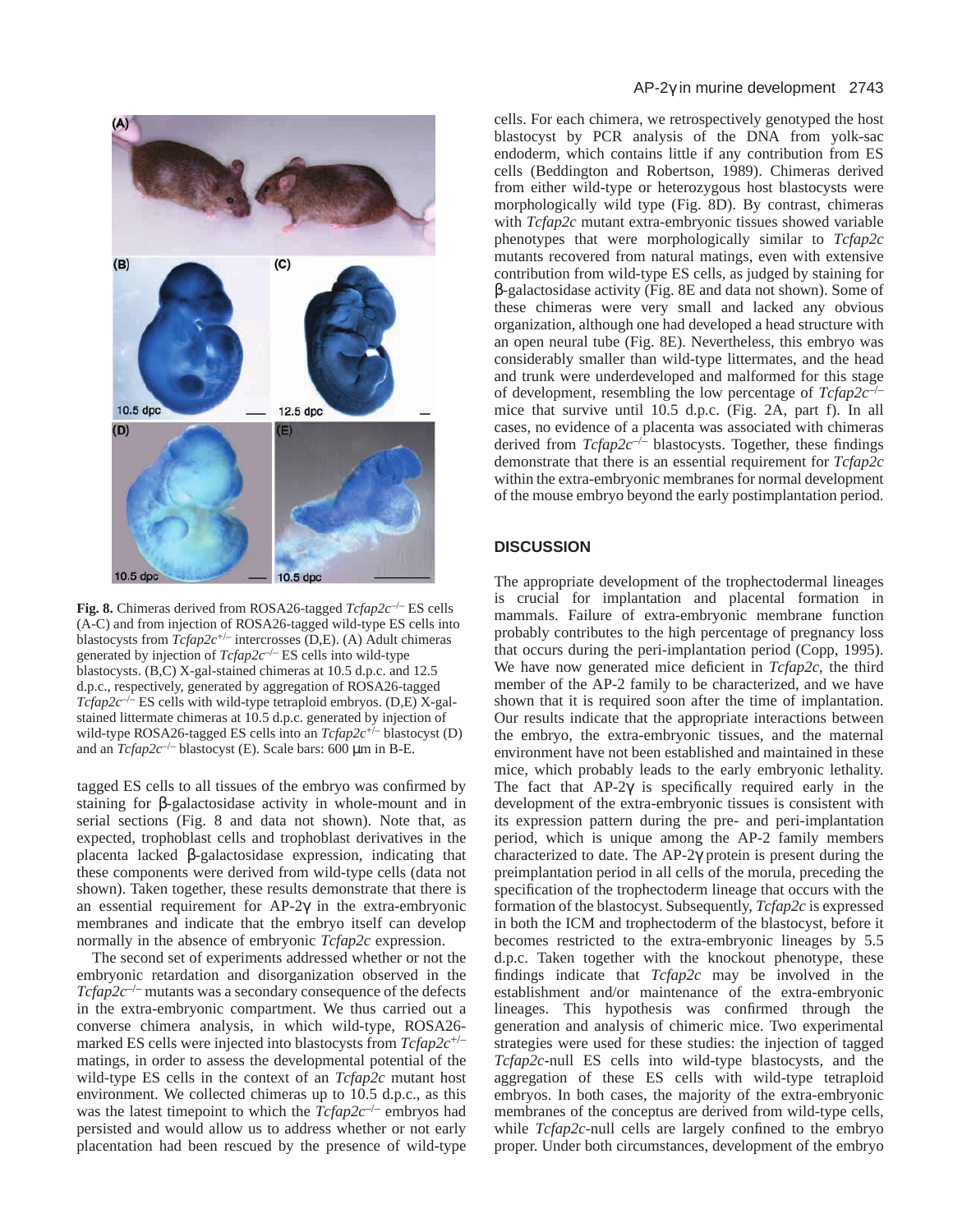**Fig. 8.** Chimeras derived from ROSA26-tagged *Tcfap2c*$^{-/-}$ ES cells (A-C) and from injection of ROSA26-tagged wild-type ES cells into blastocysts from *Tcfap2c*$^{+/-}$ intercrosses (D,E). (A) Adult chimeras generated by injection of *Tcfap2c*$^{-/-}$ ES cells into wild-type blastocysts. (B,C) X-gal-stained chimeras at 10.5 d.p.c. and 12.5 d.p.c., respectively, generated by aggregation of ROSA26-tagged *Tcfap2c*$^{-/-}$ ES cells with wild-type tetraploid embryos. (D,E) X-gal-stained littermate chimeras at 10.5 d.p.c. generated by injection of wild-type ROSA26-tagged ES cells into an *Tcfap2c*$^{+/-}$ blastocyst (D) and an *Tcfap2c*$^{-/-}$ blastocyst (E). Scale bars: 600 μm in B-E.

tagged ES cells to all tissues of the embryo was confirmed by staining for β-galactosidase activity in whole-mount and in serial sections (Fig. 8 and data not shown). Note that, as expected, trophoblast cells and trophoblast derivatives in the placenta lacked β-galactosidase expression, indicating that these components were derived from wild-type cells (data not shown). Taken together, these results demonstrate that there is an essential requirement for AP-2γ in the extra-embryonic membranes and indicate that the embryo itself can develop normally in the absence of embryonic *Tcfap2c* expression.

The second set of experiments addressed whether or not the embryonic retardation and disorganization observed in the *Tcfap2c*$^{-/-}$ mutants was a secondary consequence of the defects in the extra-embryonic compartment. We thus carried out a converse chimera analysis, in which wild-type, ROSA26-marked ES cells were injected into blastocysts from *Tcfap2c*$^{+/-}$ matings, in order to assess the developmental potential of the wild-type ES cells in the context of an *Tcfap2c* mutant host environment. We collected chimeras up to 10.5 d.p.c., as this was the latest timepoint to which the *Tcfap2c*$^{-/-}$ embryos had persisted and would allow us to address whether or not early placentation had been rescued by the presence of wild-type cells. For each chimera, we retrospectively genotyped the host blastocyst by PCR analysis of the DNA from yolk-sac endoderm, which contains little if any contribution from ES cells (Beddington and Robertson, 1989). Chimeras derived from either wild-type or heterozygous host blastocysts were morphologically wild type (Fig. 8D). By contrast, chimeras with *Tcfap2c* mutant extra-embryonic tissues showed variable phenotypes that were morphologically similar to *Tcfap2c* mutants recovered from natural matings, even with extensive contribution from wild-type ES cells, as judged by staining for β-galactosidase activity (Fig. 8E and data not shown). Some of these chimeras were very small and lacked any obvious organization, although one had developed a head structure with an open neural tube (Fig. 8E). Nevertheless, this embryo was considerably smaller than wild-type littermates, and the head and trunk were underdeveloped and malformed for this stage of development, resembling the low percentage of *Tcfap2c*$^{-/-}$ mice that survive until 10.5 d.p.c. (Fig. 2A, part f). In all cases, no evidence of a placenta was associated with chimeras derived from *Tcfap2c*$^{-/-}$ blastocysts. Together, these findings demonstrate that there is an essential requirement for *Tcfap2c* within the extra-embryonic membranes for normal development of the mouse embryo beyond the early postimplantation period.

## DISCUSSION

The appropriate development of the trophectodermal lineages is crucial for implantation and placental formation in mammals. Failure of extra-embryonic membrane function probably contributes to the high percentage of pregnancy loss that occurs during the peri-implantation period (Copp, 1995). We have now generated mice deficient in *Tcfap2c*, the third member of the AP-2 family to be characterized, and we have shown that it is required soon after the time of implantation. Our results indicate that the appropriate interactions between the embryo, the extra-embryonic tissues, and the maternal environment have not been established and maintained in these mice, which probably leads to the early embryonic lethality. The fact that AP-2γ is specifically required early in the development of the extra-embryonic tissues is consistent with its expression pattern during the pre- and peri-implantation period, which is unique among the AP-2 family members characterized to date. The AP-2γ protein is present during the preimplantation period in all cells of the morula, preceding the specification of the trophectoderm lineage that occurs with the formation of the blastocyst. Subsequently, *Tcfap2c* is expressed in both the ICM and trophectoderm of the blastocyst, before it becomes restricted to the extra-embryonic lineages by 5.5 d.p.c. Taken together with the knockout phenotype, these findings indicate that *Tcfap2c* may be involved in the establishment and/or maintenance of the extra-embryonic lineages. This hypothesis was confirmed through the generation and analysis of chimeric mice. Two experimental strategies were used for these studies: the injection of tagged *Tcfap2c*-null ES cells into wild-type blastocysts, and the aggregation of these ES cells with wild-type tetraploid embryos. In both cases, the majority of the extra-embryonic membranes of the conceptus are derived from wild-type cells, while *Tcfap2c*-null cells are largely confined to the embryo proper. Under both circumstances, development of the embryo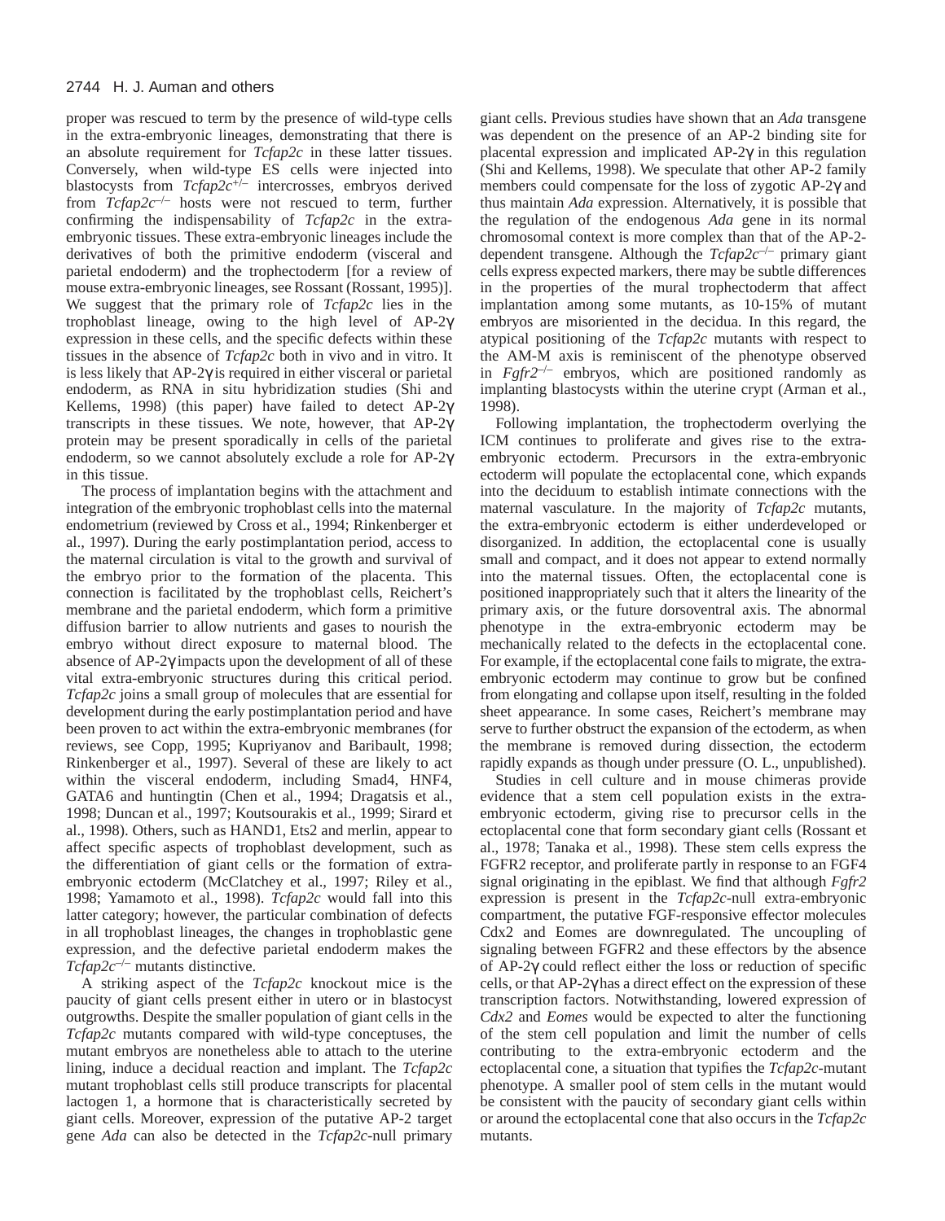proper was rescued to term by the presence of wild-type cells in the extra-embryonic lineages, demonstrating that there is an absolute requirement for *Tcfap2c* in these latter tissues. Conversely, when wild-type ES cells were injected into blastocysts from *Tcfap2c*$^{+/-}$ intercrosses, embryos derived from *Tcfap2c*$^{-/-}$ hosts were not rescued to term, further confirming the indispensability of *Tcfap2c* in the extra-embryonic tissues. These extra-embryonic lineages include the derivatives of both the primitive endoderm (visceral and parietal endoderm) and the trophectoderm [for a review of mouse extra-embryonic lineages, see Rossant (Rossant, 1995)]. We suggest that the primary role of *Tcfap2c* lies in the trophoblast lineage, owing to the high level of AP-2γ expression in these cells, and the specific defects within these tissues in the absence of *Tcfap2c* both in vivo and in vitro. It is less likely that AP-2γ is required in either visceral or parietal endoderm, as RNA in situ hybridization studies (Shi and Kellems, 1998) (this paper) have failed to detect AP-2γ transcripts in these tissues. We note, however, that AP-2γ protein may be present sporadically in cells of the parietal endoderm, so we cannot absolutely exclude a role for AP-2γ in this tissue.

The process of implantation begins with the attachment and integration of the embryonic trophoblast cells into the maternal endometrium (reviewed by Cross et al., 1994; Rinkenberger et al., 1997). During the early postimplantation period, access to the maternal circulation is vital to the growth and survival of the embryo prior to the formation of the placenta. This connection is facilitated by the trophoblast cells, Reichert's membrane and the parietal endoderm, which form a primitive diffusion barrier to allow nutrients and gases to nourish the embryo without direct exposure to maternal blood. The absence of AP-2γ impacts upon the development of all of these vital extra-embryonic structures during this critical period. *Tcfap2c* joins a small group of molecules that are essential for development during the early postimplantation period and have been proven to act within the extra-embryonic membranes (for reviews, see Copp, 1995; Kupriyanov and Baribault, 1998; Rinkenberger et al., 1997). Several of these are likely to act within the visceral endoderm, including Smad4, HNF4, GATA6 and huntingtin (Chen et al., 1994; Dragatsis et al., 1998; Duncan et al., 1997; Koutsourakis et al., 1999; Sirard et al., 1998). Others, such as HAND1, Ets2 and merlin, appear to affect specific aspects of trophoblast development, such as the differentiation of giant cells or the formation of extra-embryonic ectoderm (McClatchey et al., 1997; Riley et al., 1998; Yamamoto et al., 1998). *Tcfap2c* would fall into this latter category; however, the particular combination of defects in all trophoblast lineages, the changes in trophoblastic gene expression, and the defective parietal endoderm makes the *Tcfap2c*$^{-/-}$ mutants distinctive.

A striking aspect of the *Tcfap2c* knockout mice is the paucity of giant cells present either in utero or in blastocyst outgrowths. Despite the smaller population of giant cells in the *Tcfap2c* mutants compared with wild-type conceptuses, the mutant embryos are nonetheless able to attach to the uterine lining, induce a decidual reaction and implant. The *Tcfap2c* mutant trophoblast cells still produce transcripts for placental lactogen 1, a hormone that is characteristically secreted by giant cells. Moreover, expression of the putative AP-2 target gene *Ada* can also be detected in the *Tcfap2c*-null primary giant cells. Previous studies have shown that an *Ada* transgene was dependent on the presence of an AP-2 binding site for placental expression and implicated AP-2γ in this regulation (Shi and Kellems, 1998). We speculate that other AP-2 family members could compensate for the loss of zygotic AP-2γ and thus maintain *Ada* expression. Alternatively, it is possible that the regulation of the endogenous *Ada* gene in its normal chromosomal context is more complex than that of the AP-2-dependent transgene. Although the *Tcfap2c*$^{-/-}$ primary giant cells express expected markers, there may be subtle differences in the properties of the mural trophectoderm that affect implantation among some mutants, as 10-15% of mutant embryos are misoriented in the decidua. In this regard, the atypical positioning of the *Tcfap2c* mutants with respect to the AM-M axis is reminiscent of the phenotype observed in *Fgfr2*$^{-/-}$ embryos, which are positioned randomly as implanting blastocysts within the uterine crypt (Arman et al., 1998).

Following implantation, the trophectoderm overlying the ICM continues to proliferate and gives rise to the extra-embryonic ectoderm. Precursors in the extra-embryonic ectoderm will populate the ectoplacental cone, which expands into the deciduum to establish intimate connections with the maternal vasculature. In the majority of *Tcfap2c* mutants, the extra-embryonic ectoderm is either underdeveloped or disorganized. In addition, the ectoplacental cone is usually small and compact, and it does not appear to extend normally into the maternal tissues. Often, the ectoplacental cone is positioned inappropriately such that it alters the linearity of the primary axis, or the future dorsoventral axis. The abnormal phenotype in the extra-embryonic ectoderm may be mechanically related to the defects in the ectoplacental cone. For example, if the ectoplacental cone fails to migrate, the extra-embryonic ectoderm may continue to grow but be confined from elongating and collapse upon itself, resulting in the folded sheet appearance. In some cases, Reichert's membrane may serve to further obstruct the expansion of the ectoderm, as when the membrane is removed during dissection, the ectoderm rapidly expands as though under pressure (O. L., unpublished).

Studies in cell culture and in mouse chimeras provide evidence that a stem cell population exists in the extra-embryonic ectoderm, giving rise to precursor cells in the ectoplacental cone that form secondary giant cells (Rossant et al., 1978; Tanaka et al., 1998). These stem cells express the FGFR2 receptor, and proliferate partly in response to an FGF4 signal originating in the epiblast. We find that although *Fgfr2* expression is present in the *Tcfap2c*-null extra-embryonic compartment, the putative FGF-responsive effector molecules Cdx2 and Eomes are downregulated. The uncoupling of signaling between FGFR2 and these effectors by the absence of AP-2γ could reflect either the loss or reduction of specific cells, or that AP-2γ has a direct effect on the expression of these transcription factors. Notwithstanding, lowered expression of *Cdx2* and *Eomes* would be expected to alter the functioning of the stem cell population and limit the number of cells contributing to the extra-embryonic ectoderm and the ectoplacental cone, a situation that typifies the *Tcfap2c*-mutant phenotype. A smaller pool of stem cells in the mutant would be consistent with the paucity of secondary giant cells within or around the ectoplacental cone that also occurs in the *Tcfap2c* mutants.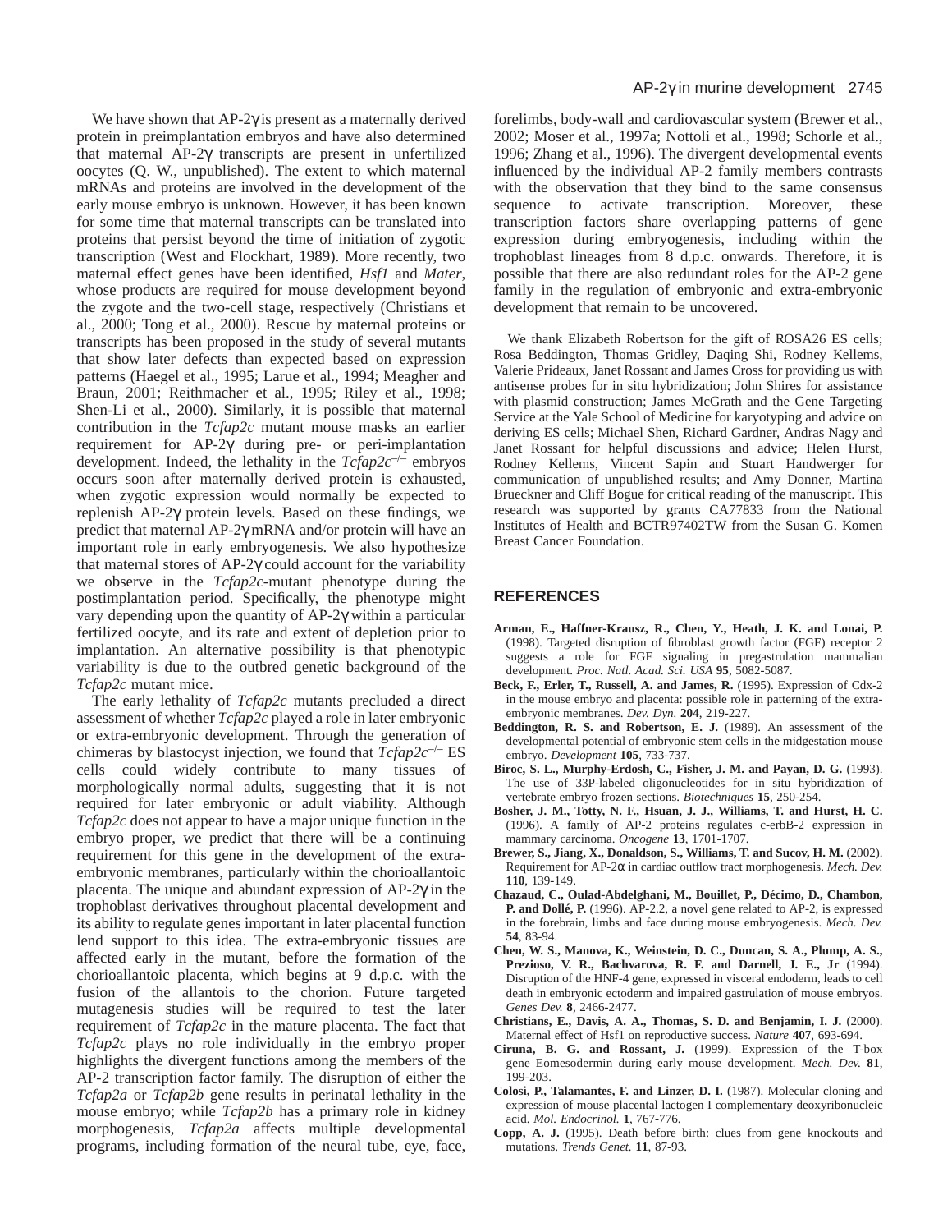We have shown that AP-2γ is present as a maternally derived protein in preimplantation embryos and have also determined that maternal AP-2γ transcripts are present in unfertilized oocytes (Q. W., unpublished). The extent to which maternal mRNAs and proteins are involved in the development of the early mouse embryo is unknown. However, it has been known for some time that maternal transcripts can be translated into proteins that persist beyond the time of initiation of zygotic transcription (West and Flockhart, 1989). More recently, two maternal effect genes have been identified, *Hsf1* and *Mater*, whose products are required for mouse development beyond the zygote and the two-cell stage, respectively (Christians et al., 2000; Tong et al., 2000). Rescue by maternal proteins or transcripts has been proposed in the study of several mutants that show later defects than expected based on expression patterns (Haegel et al., 1995; Larue et al., 1994; Meagher and Braun, 2001; Reithmacher et al., 1995; Riley et al., 1998; Shen-Li et al., 2000). Similarly, it is possible that maternal contribution in the *Tcfap2c* mutant mouse masks an earlier requirement for AP-2γ during pre- or peri-implantation development. Indeed, the lethality in the *Tcfap2c*$^{-/-}$ embryos occurs soon after maternally derived protein is exhausted, when zygotic expression would normally be expected to replenish AP-2γ protein levels. Based on these findings, we predict that maternal AP-2γ mRNA and/or protein will have an important role in early embryogenesis. We also hypothesize that maternal stores of AP-2γ could account for the variability we observe in the *Tcfap2c*-mutant phenotype during the postimplantation period. Specifically, the phenotype might vary depending upon the quantity of AP-2γ within a particular fertilized oocyte, and its rate and extent of depletion prior to implantation. An alternative possibility is that phenotypic variability is due to the outbred genetic background of the *Tcfap2c* mutant mice.

The early lethality of *Tcfap2c* mutants precluded a direct assessment of whether *Tcfap2c* played a role in later embryonic or extra-embryonic development. Through the generation of chimeras by blastocyst injection, we found that *Tcfap2c*$^{-/-}$ ES cells could widely contribute to many tissues of morphologically normal adults, suggesting that it is not required for later embryonic or adult viability. Although *Tcfap2c* does not appear to have a major unique function in the embryo proper, we predict that there will be a continuing requirement for this gene in the development of the extra-embryonic membranes, particularly within the chorioallantoic placenta. The unique and abundant expression of AP-2γ in the trophoblast derivatives throughout placental development and its ability to regulate genes important in later placental function lend support to this idea. The extra-embryonic tissues are affected early in the mutant, before the formation of the chorioallantoic placenta, which begins at 9 d.p.c. with the fusion of the allantois to the chorion. Future targeted mutagenesis studies will be required to test the later requirement of *Tcfap2c* in the mature placenta. The fact that *Tcfap2c* plays no role individually in the embryo proper highlights the divergent functions among the members of the AP-2 transcription factor family. The disruption of either the *Tcfap2a* or *Tcfap2b* gene results in perinatal lethality in the mouse embryo; while *Tcfap2b* has a primary role in kidney morphogenesis, *Tcfap2a* affects multiple developmental programs, including formation of the neural tube, eye, face, forelimbs, body-wall and cardiovascular system (Brewer et al., 2002; Moser et al., 1997a; Nottoli et al., 1998; Schorle et al., 1996; Zhang et al., 1996). The divergent developmental events influenced by the individual AP-2 family members contrasts with the observation that they bind to the same consensus sequence to activate transcription. Moreover, these transcription factors share overlapping patterns of gene expression during embryogenesis, including within the trophoblast lineages from 8 d.p.c. onwards. Therefore, it is possible that there are also redundant roles for the AP-2 gene family in the regulation of embryonic and extra-embryonic development that remain to be uncovered.

We thank Elizabeth Robertson for the gift of ROSA26 ES cells; Rosa Beddington, Thomas Gridley, Daqing Shi, Rodney Kellems, Valerie Prideaux, Janet Rossant and James Cross for providing us with antisense probes for in situ hybridization; John Shires for assistance with plasmid construction; James McGrath and the Gene Targeting Service at the Yale School of Medicine for karyotyping and advice on deriving ES cells; Michael Shen, Richard Gardner, Andras Nagy and Janet Rossant for helpful discussions and advice; Helen Hurst, Rodney Kellems, Vincent Sapin and Stuart Handwerger for communication of unpublished results; and Amy Donner, Martina Brueckner and Cliff Bogue for critical reading of the manuscript. This research was supported by grants CA77833 from the National Institutes of Health and BCTR97402TW from the Susan G. Komen Breast Cancer Foundation.

## REFERENCES

**Arman, E., Haffner-Krausz, R., Chen, Y., Heath, J. K. and Lonai, P.** (1998). Targeted disruption of fibroblast growth factor (FGF) receptor 2 suggests a role for FGF signaling in pregastrulation mammalian development. *Proc. Natl. Acad. Sci. USA* **95**, 5082-5087.

**Beck, F., Erler, T., Russell, A. and James, R.** (1995). Expression of Cdx-2 in the mouse embryo and placenta: possible role in patterning of the extra-embryonic membranes. *Dev. Dyn.* **204**, 219-227.

**Beddington, R. S. and Robertson, E. J.** (1989). An assessment of the developmental potential of embryonic stem cells in the midgestation mouse embryo. *Development* **105**, 733-737.

**Biroc, S. L., Murphy-Erdosh, C., Fisher, J. M. and Payan, D. G.** (1993). The use of 33P-labeled oligonucleotides for in situ hybridization of vertebrate embryo frozen sections. *Biotechniques* **15**, 250-254.

**Bosher, J. M., Totty, N. F., Hsuan, J. J., Williams, T. and Hurst, H. C.** (1996). A family of AP-2 proteins regulates c-erbB-2 expression in mammary carcinoma. *Oncogene* **13**, 1701-1707.

**Brewer, S., Jiang, X., Donaldson, S., Williams, T. and Sucov, H. M.** (2002). Requirement for AP-2α in cardiac outflow tract morphogenesis. *Mech. Dev.* **110**, 139-149.

**Chazaud, C., Oulad-Abdelghani, M., Bouillet, P., Décimo, D., Chambon, P. and Dollé, P.** (1996). AP-2.2, a novel gene related to AP-2, is expressed in the forebrain, limbs and face during mouse embryogenesis. *Mech. Dev.* **54**, 83-94.

**Chen, W. S., Manova, K., Weinstein, D. C., Duncan, S. A., Plump, A. S., Prezioso, V. R., Bachvarova, R. F. and Darnell, J. E., Jr** (1994). Disruption of the HNF-4 gene, expressed in visceral endoderm, leads to cell death in embryonic ectoderm and impaired gastrulation of mouse embryos. *Genes Dev.* **8**, 2466-2477.

**Christians, E., Davis, A. A., Thomas, S. D. and Benjamin, I. J.** (2000). Maternal effect of Hsf1 on reproductive success. *Nature* **407**, 693-694.

**Ciruna, B. G. and Rossant, J.** (1999). Expression of the T-box gene Eomesodermin during early mouse development. *Mech. Dev.* **81**, 199-203.

**Colosi, P., Talamantes, F. and Linzer, D. I.** (1987). Molecular cloning and expression of mouse placental lactogen I complementary deoxyribonucleic acid. *Mol. Endocrinol.* **1**, 767-776.

**Copp, A. J.** (1995). Death before birth: clues from gene knockouts and mutations. *Trends Genet.* **11**, 87-93.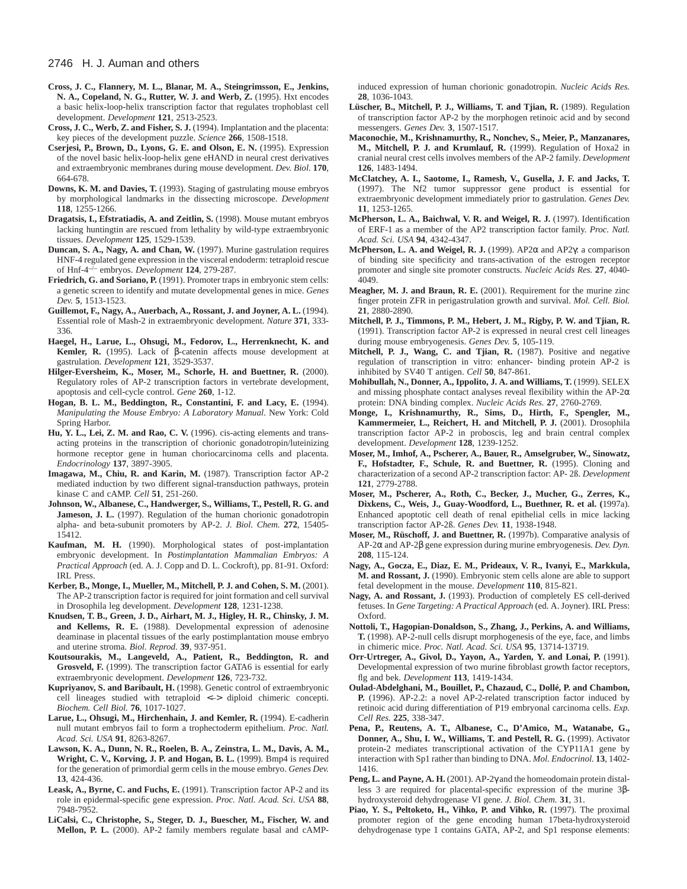**Cross, J. C., Flannery, M. L., Blanar, M. A., Steingrimsson, E., Jenkins, N. A., Copeland, N. G., Rutter, W. J. and Werb, Z.** (1995). Hxt encodes a basic helix-loop-helix transcription factor that regulates trophoblast cell development. *Development* **121**, 2513-2523.

**Cross, J. C., Werb, Z. and Fisher, S. J.** (1994). Implantation and the placenta: key pieces of the development puzzle. *Science* **266**, 1508-1518.

**Cserjesi, P., Brown, D., Lyons, G. E. and Olson, E. N.** (1995). Expression of the novel basic helix-loop-helix gene eHAND in neural crest derivatives and extraembryonic membranes during mouse development. *Dev. Biol.* **170**, 664-678.

**Downs, K. M. and Davies, T.** (1993). Staging of gastrulating mouse embryos by morphological landmarks in the dissecting microscope. *Development* **118**, 1255-1266.

**Dragatsis, I., Efstratiadis, A. and Zeitlin, S.** (1998). Mouse mutant embryos lacking huntingtin are rescued from lethality by wild-type extraembryonic tissues. *Development* **125**, 1529-1539.

**Duncan, S. A., Nagy, A. and Chan, W.** (1997). Murine gastrulation requires HNF-4 regulated gene expression in the visceral endoderm: tetraploid rescue of Hnf-4$^{-/-}$ embryos. *Development* **124**, 279-287.

**Friedrich, G. and Soriano, P.** (1991). Promoter traps in embryonic stem cells: a genetic screen to identify and mutate developmental genes in mice. *Genes Dev.* **5**, 1513-1523.

**Guillemot, F., Nagy, A., Auerbach, A., Rossant, J. and Joyner, A. L.** (1994). Essential role of Mash-2 in extraembryonic development. *Nature* **371**, 333-336.

**Haegel, H., Larue, L., Ohsugi, M., Fedorov, L., Herrenknecht, K. and Kemler, R.** (1995). Lack of β-catenin affects mouse development at gastrulation. *Development* **121**, 3529-3537.

**Hilger-Eversheim, K., Moser, M., Schorle, H. and Buettner, R.** (2000). Regulatory roles of AP-2 transcription factors in vertebrate development, apoptosis and cell-cycle control. *Gene* **260**, 1-12.

**Hogan, B. L. M., Beddington, R., Constantini, F. and Lacy, E.** (1994). *Manipulating the Mouse Embryo: A Laboratory Manual*. New York: Cold Spring Harbor.

**Hu, Y. L., Lei, Z. M. and Rao, C. V.** (1996). cis-acting elements and trans-acting proteins in the transcription of chorionic gonadotropin/luteinizing hormone receptor gene in human choriocarcinoma cells and placenta. *Endocrinology* **137**, 3897-3905.

**Imagawa, M., Chiu, R. and Karin, M.** (1987). Transcription factor AP-2 mediated induction by two different signal-transduction pathways, protein kinase C and cAMP. *Cell* **51**, 251-260.

**Johnson, W., Albanese, C., Handwerger, S., Williams, T., Pestell, R. G. and Jameson, J. L.** (1997). Regulation of the human chorionic gonadotropin alpha- and beta-subunit promoters by AP-2. *J. Biol. Chem.* **272**, 15405-15412.

**Kaufman, M. H.** (1990). Morphological states of post-implantation embryonic development. In *Postimplantation Mammalian Embryos: A Practical Approach* (ed. A. J. Copp and D. L. Cockroft), pp. 81-91. Oxford: IRL Press.

**Kerber, B., Monge, I., Mueller, M., Mitchell, P. J. and Cohen, S. M.** (2001). The AP-2 transcription factor is required for joint formation and cell survival in Drosophila leg development. *Development* **128**, 1231-1238.

**Knudsen, T. B., Green, J. D., Airhart, M. J., Higley, H. R., Chinsky, J. M. and Kellems, R. E.** (1988). Developmental expression of adenosine deaminase in placental tissues of the early postimplantation mouse embryo and uterine stroma. *Biol. Reprod.* **39**, 937-951.

**Koutsourakis, M., Langeveld, A., Patient, R., Beddington, R. and Grosveld, F.** (1999). The transcription factor GATA6 is essential for early extraembryonic development. *Development* **126**, 723-732.

**Kupriyanov, S. and Baribault, H.** (1998). Genetic control of extraembryonic cell lineages studied with tetraploid <-> diploid chimeric concepti. *Biochem. Cell Biol.* **76**, 1017-1027.

**Larue, L., Ohsugi, M., Hirchenhain, J. and Kemler, R.** (1994). E-cadherin null mutant embryos fail to form a trophectoderm epithelium. *Proc. Natl. Acad. Sci. USA* **91**, 8263-8267.

**Lawson, K. A., Dunn, N. R., Roelen, B. A., Zeinstra, L. M., Davis, A. M., Wright, C. V., Korving, J. P. and Hogan, B. L.** (1999). Bmp4 is required for the generation of primordial germ cells in the mouse embryo. *Genes Dev.* **13**, 424-436.

**Leask, A., Byrne, C. and Fuchs, E.** (1991). Transcription factor AP-2 and its role in epidermal-specific gene expression. *Proc. Natl. Acad. Sci. USA* **88**, 7948-7952.

**LiCalsi, C., Christophe, S., Steger, D. J., Buescher, M., Fischer, W. and Mellon, P. L.** (2000). AP-2 family members regulate basal and cAMP-induced expression of human chorionic gonadotropin. *Nucleic Acids Res.* **28**, 1036-1043.

**Lüscher, B., Mitchell, P. J., Williams, T. and Tjian, R.** (1989). Regulation of transcription factor AP-2 by the morphogen retinoic acid and by second messengers. *Genes Dev.* **3**, 1507-1517.

**Maconochie, M., Krishnamurthy, R., Nonchev, S., Meier, P., Manzanares, M., Mitchell, P. J. and Krumlauf, R.** (1999). Regulation of Hoxa2 in cranial neural crest cells involves members of the AP-2 family. *Development* **126**, 1483-1494.

**McClatchey, A. I., Saotome, I., Ramesh, V., Gusella, J. F. and Jacks, T.** (1997). The Nf2 tumor suppressor gene product is essential for extraembryonic development immediately prior to gastrulation. *Genes Dev.* **11**, 1253-1265.

**McPherson, L. A., Baichwal, V. R. and Weigel, R. J.** (1997). Identification of ERF-1 as a member of the AP2 transcription factor family. *Proc. Natl. Acad. Sci. USA* **94**, 4342-4347.

**McPherson, L. A. and Weigel, R. J.** (1999). AP2α and AP2γ: a comparison of binding site specificity and trans-activation of the estrogen receptor promoter and single site promoter constructs. *Nucleic Acids Res.* **27**, 4040-4049.

**Meagher, M. J. and Braun, R. E.** (2001). Requirement for the murine zinc finger protein ZFR in perigastrulation growth and survival. *Mol. Cell. Biol.* **21**, 2880-2890.

**Mitchell, P. J., Timmons, P. M., Hebert, J. M., Rigby, P. W. and Tjian, R.** (1991). Transcription factor AP-2 is expressed in neural crest cell lineages during mouse embryogenesis. *Genes Dev.* **5**, 105-119.

**Mitchell, P. J., Wang, C. and Tjian, R.** (1987). Positive and negative regulation of transcription in vitro: enhancer- binding protein AP-2 is inhibited by SV40 T antigen. *Cell* **50**, 847-861.

**Mohibullah, N., Donner, A., Ippolito, J. A. and Williams, T.** (1999). SELEX and missing phosphate contact analyses reveal flexibility within the AP-2α protein: DNA binding complex. *Nucleic Acids Res.* **27**, 2760-2769.

**Monge, I., Krishnamurthy, R., Sims, D., Hirth, F., Spengler, M., Kammermeier, L., Reichert, H. and Mitchell, P. J.** (2001). Drosophila transcription factor AP-2 in proboscis, leg and brain central complex development. *Development* **128**, 1239-1252.

**Moser, M., Imhof, A., Pscherer, A., Bauer, R., Amselgruber, W., Sinowatz, F., Hofstadter, F., Schule, R. and Buettner, R.** (1995). Cloning and characterization of a second AP-2 transcription factor: AP- 2ß. *Development* **121**, 2779-2788.

**Moser, M., Pscherer, A., Roth, C., Becker, J., Mucher, G., Zerres, K., Dixkens, C., Weis, J., Guay-Woodford, L., Buethner, R. et al. (**1997a). Enhanced apoptotic cell death of renal epithelial cells in mice lacking transcription factor AP-2ß. *Genes Dev.* **11**, 1938-1948.

**Moser, M., Rüschoff, J. and Buettner, R.** (1997b). Comparative analysis of AP-2α and AP-2β gene expression during murine embryogenesis. *Dev. Dyn.* **208**, 115-124.

**Nagy, A., Gocza, E., Diaz, E. M., Prideaux, V. R., Ivanyi, E., Markkula, M. and Rossant, J.** (1990). Embryonic stem cells alone are able to support fetal development in the mouse. *Development* **110**, 815-821.

**Nagy, A. and Rossant, J.** (1993). Production of completely ES cell-derived fetuses. In *Gene Targeting: A Practical Approach* (ed. A. Joyner). IRL Press: Oxford.

**Nottoli, T., Hagopian-Donaldson, S., Zhang, J., Perkins, A. and Williams, T.** (1998). AP-2-null cells disrupt morphogenesis of the eye, face, and limbs in chimeric mice. *Proc. Natl. Acad. Sci. USA* **95**, 13714-13719.

**Orr-Urtreger, A., Givol, D., Yayon, A., Yarden, Y. and Lonai, P.** (1991). Developmental expression of two murine fibroblast growth factor receptors, flg and bek. *Development* **113**, 1419-1434.

**Oulad-Abdelghani, M., Bouillet, P., Chazaud, C., Dollé, P. and Chambon, P.** (1996). AP-2.2: a novel AP-2-related transcription factor induced by retinoic acid during differentiation of P19 embryonal carcinoma cells. *Exp. Cell Res.* **225**, 338-347.

**Pena, P., Reutens, A. T., Albanese, C., D'Amico, M., Watanabe, G., Donner, A., Shu, I. W., Williams, T. and Pestell, R. G.** (1999). Activator protein-2 mediates transcriptional activation of the CYP11A1 gene by interaction with Sp1 rather than binding to DNA. *Mol. Endocrinol.* **13**, 1402-1416.

**Peng, L. and Payne, A. H.** (2001). AP-2γ and the homeodomain protein distal-less 3 are required for placental-specific expression of the murine 3β-hydroxysteroid dehydrogenase VI gene. *J. Biol. Chem.* **31**, 31.

**Piao, Y. S., Peltoketo, H., Vihko, P. and Vihko, R.** (1997). The proximal promoter region of the gene encoding human 17beta-hydroxysteroid dehydrogenase type 1 contains GATA, AP-2, and Sp1 response elements: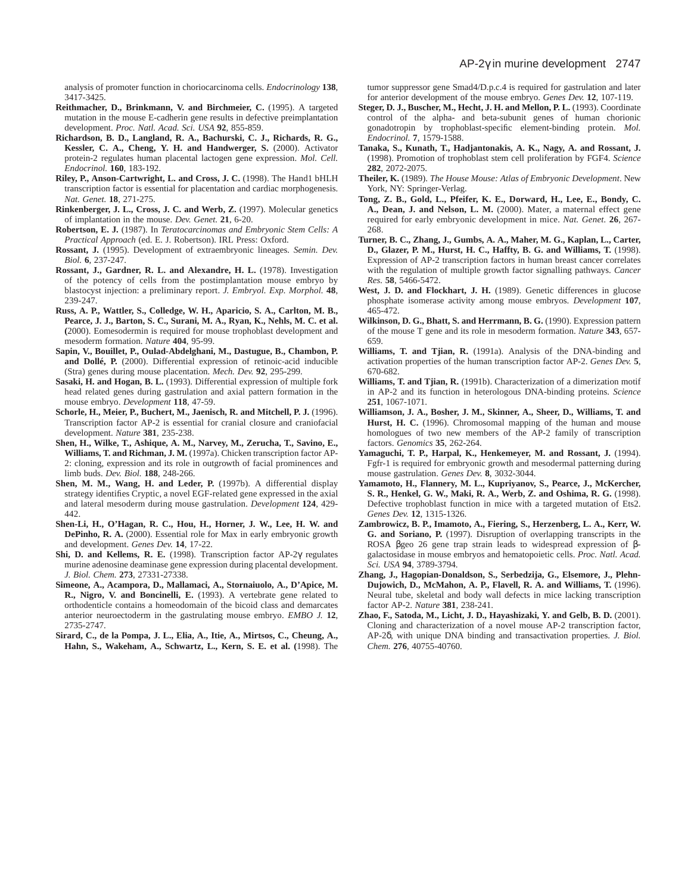analysis of promoter function in choriocarcinoma cells. *Endocrinology* **138**, 3417-3425.

**Reithmacher, D., Brinkmann, V. and Birchmeier, C.** (1995). A targeted mutation in the mouse E-cadherin gene results in defective preimplantation development. *Proc. Natl. Acad. Sci. USA* **92**, 855-859.

**Richardson, B. D., Langland, R. A., Bachurski, C. J., Richards, R. G., Kessler, C. A., Cheng, Y. H. and Handwerger, S.** (2000). Activator protein-2 regulates human placental lactogen gene expression. *Mol. Cell. Endocrinol.* **160**, 183-192.

**Riley, P., Anson-Cartwright, L. and Cross, J. C.** (1998). The Hand1 bHLH transcription factor is essential for placentation and cardiac morphogenesis. *Nat. Genet.* **18**, 271-275.

**Rinkenberger, J. L., Cross, J. C. and Werb, Z.** (1997). Molecular genetics of implantation in the mouse. *Dev. Genet.* **21**, 6-20.

**Robertson, E. J.** (1987). In *Teratocarcinomas and Embryonic Stem Cells: A Practical Approach* (ed. E. J. Robertson). IRL Press: Oxford.

**Rossant, J.** (1995). Development of extraembryonic lineages. *Semin. Dev. Biol.* **6**, 237-247.

**Rossant, J., Gardner, R. L. and Alexandre, H. L.** (1978). Investigation of the potency of cells from the postimplantation mouse embryo by blastocyst injection: a preliminary report. *J. Embryol. Exp. Morphol.* **48**, 239-247.

**Russ, A. P., Wattler, S., Colledge, W. H., Aparicio, S. A., Carlton, M. B., Pearce, J. J., Barton, S. C., Surani, M. A., Ryan, K., Nehls, M. C. et al. (**2000). Eomesodermin is required for mouse trophoblast development and mesoderm formation. *Nature* **404**, 95-99.

**Sapin, V., Bouillet, P., Oulad-Abdelghani, M., Dastugue, B., Chambon, P. and Dollé, P.** (2000). Differential expression of retinoic-acid inducible (Stra) genes during mouse placentation. *Mech. Dev.* **92**, 295-299.

**Sasaki, H. and Hogan, B. L.** (1993). Differential expression of multiple fork head related genes during gastrulation and axial pattern formation in the mouse embryo. *Development* **118**, 47-59.

**Schorle, H., Meier, P., Buchert, M., Jaenisch, R. and Mitchell, P. J.** (1996). Transcription factor AP-2 is essential for cranial closure and craniofacial development. *Nature* **381**, 235-238.

**Shen, H., Wilke, T., Ashique, A. M., Narvey, M., Zerucha, T., Savino, E., Williams, T. and Richman, J. M.** (1997a). Chicken transcription factor AP-2: cloning, expression and its role in outgrowth of facial prominences and limb buds. *Dev. Biol.* **188**, 248-266.

**Shen, M. M., Wang, H. and Leder, P.** (1997b). A differential display strategy identifies Cryptic, a novel EGF-related gene expressed in the axial and lateral mesoderm during mouse gastrulation. *Development* **124**, 429-442.

**Shen-Li, H., O'Hagan, R. C., Hou, H., Horner, J. W., Lee, H. W. and DePinho, R. A.** (2000). Essential role for Max in early embryonic growth and development. *Genes Dev.* **14**, 17-22.

**Shi, D. and Kellems, R. E.** (1998). Transcription factor AP-2γ regulates murine adenosine deaminase gene expression during placental development. *J. Biol. Chem.* **273**, 27331-27338.

**Simeone, A., Acampora, D., Mallamaci, A., Stornaiuolo, A., D'Apice, M. R., Nigro, V. and Boncinelli, E.** (1993). A vertebrate gene related to orthodenticle contains a homeodomain of the bicoid class and demarcates anterior neuroectoderm in the gastrulating mouse embryo. *EMBO J.* **12**, 2735-2747.

**Sirard, C., de la Pompa, J. L., Elia, A., Itie, A., Mirtsos, C., Cheung, A., Hahn, S., Wakeham, A., Schwartz, L., Kern, S. E. et al. (**1998). The tumor suppressor gene Smad4/D.p.c.4 is required for gastrulation and later for anterior development of the mouse embryo. *Genes Dev.* **12**, 107-119.

**Steger, D. J., Buscher, M., Hecht, J. H. and Mellon, P. L.** (1993). Coordinate control of the alpha- and beta-subunit genes of human chorionic gonadotropin by trophoblast-specific element-binding protein. *Mol. Endocrinol.* **7**, 1579-1588.

**Tanaka, S., Kunath, T., Hadjantonakis, A. K., Nagy, A. and Rossant, J.** (1998). Promotion of trophoblast stem cell proliferation by FGF4. *Science* **282**, 2072-2075.

**Theiler, K.** (1989). *The House Mouse: Atlas of Embryonic Development*. New York, NY: Springer-Verlag.

**Tong, Z. B., Gold, L., Pfeifer, K. E., Dorward, H., Lee, E., Bondy, C. A., Dean, J. and Nelson, L. M.** (2000). Mater, a maternal effect gene required for early embryonic development in mice. *Nat. Genet.* **26**, 267-268.

**Turner, B. C., Zhang, J., Gumbs, A. A., Maher, M. G., Kaplan, L., Carter, D., Glazer, P. M., Hurst, H. C., Haffty, B. G. and Williams, T.** (1998). Expression of AP-2 transcription factors in human breast cancer correlates with the regulation of multiple growth factor signalling pathways. *Cancer Res.* **58**, 5466-5472.

**West, J. D. and Flockhart, J. H.** (1989). Genetic differences in glucose phosphate isomerase activity among mouse embryos. *Development* **107**, 465-472.

**Wilkinson, D. G., Bhatt, S. and Herrmann, B. G.** (1990). Expression pattern of the mouse T gene and its role in mesoderm formation. *Nature* **343**, 657-659.

**Williams, T. and Tjian, R.** (1991a). Analysis of the DNA-binding and activation properties of the human transcription factor AP-2. *Genes Dev.* **5**, 670-682.

**Williams, T. and Tjian, R.** (1991b). Characterization of a dimerization motif in AP-2 and its function in heterologous DNA-binding proteins. *Science* **251**, 1067-1071.

**Williamson, J. A., Bosher, J. M., Skinner, A., Sheer, D., Williams, T. and Hurst, H. C.** (1996). Chromosomal mapping of the human and mouse homologues of two new members of the AP-2 family of transcription factors. *Genomics* **35**, 262-264.

**Yamaguchi, T. P., Harpal, K., Henkemeyer, M. and Rossant, J.** (1994). Fgfr-1 is required for embryonic growth and mesodermal patterning during mouse gastrulation. *Genes Dev.* **8**, 3032-3044.

**Yamamoto, H., Flannery, M. L., Kupriyanov, S., Pearce, J., McKercher, S. R., Henkel, G. W., Maki, R. A., Werb, Z. and Oshima, R. G.** (1998). Defective trophoblast function in mice with a targeted mutation of Ets2. *Genes Dev.* **12**, 1315-1326.

**Zambrowicz, B. P., Imamoto, A., Fiering, S., Herzenberg, L. A., Kerr, W. G. and Soriano, P.** (1997). Disruption of overlapping transcripts in the ROSA βgeo 26 gene trap strain leads to widespread expression of β-galactosidase in mouse embryos and hematopoietic cells. *Proc. Natl. Acad. Sci. USA* **94**, 3789-3794.

**Zhang, J., Hagopian-Donaldson, S., Serbedzija, G., Elsemore, J., Plehn-Dujowich, D., McMahon, A. P., Flavell, R. A. and Williams, T.** (1996). Neural tube, skeletal and body wall defects in mice lacking transcription factor AP-2. *Nature* **381**, 238-241.

**Zhao, F., Satoda, M., Licht, J. D., Hayashizaki, Y. and Gelb, B. D.** (2001). Cloning and characterization of a novel mouse AP-2 transcription factor, AP-2δ, with unique DNA binding and transactivation properties. *J. Biol. Chem.* **276**, 40755-40760.